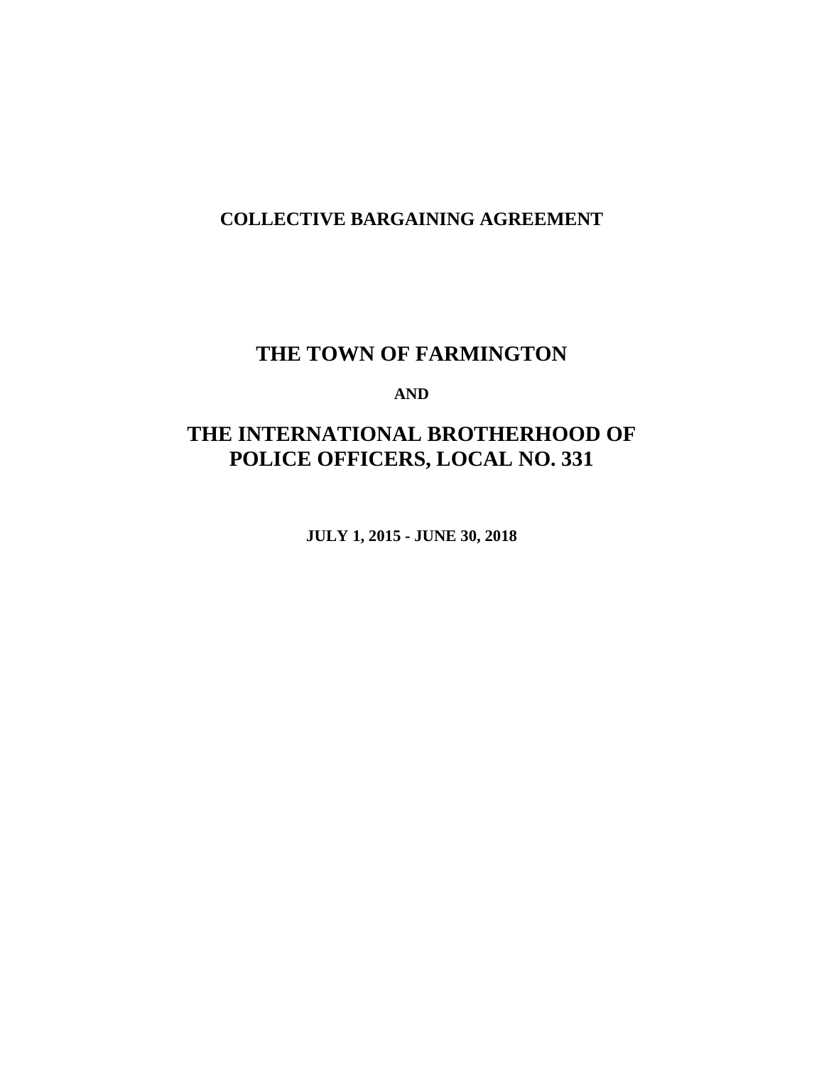**COLLECTIVE BARGAINING AGREEMENT**

# THE TOWN OF FARMINGTON

**AND**

# THE INTERNATIONAL BROTHERHOOD OF POLICE OFFICERS, LOCAL NO. 331

**JULY 1, 2015 - JUNE 30, 2018**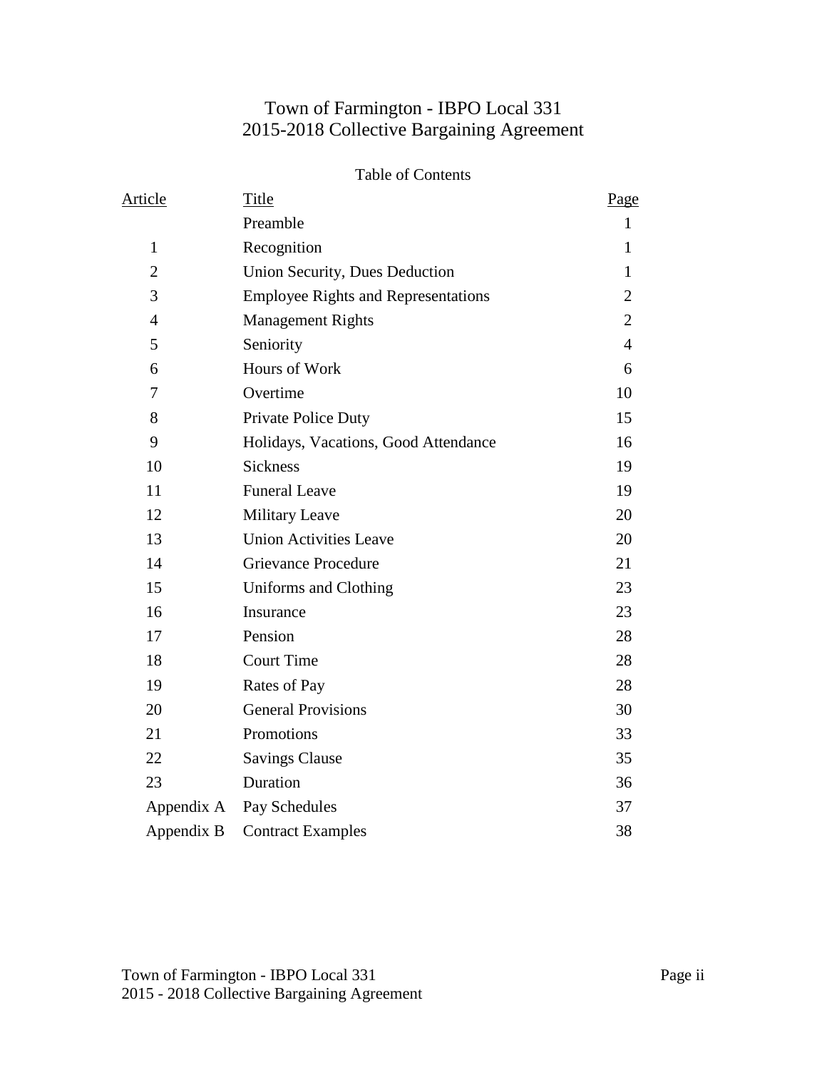# Town of Farmington - IBPO Local 331
# 2015-2018 Collective Bargaining Agreement

Table of Contents

| Article | Title | Page |
|---|---|---|
| | Preamble | 1 |
| 1 | Recognition | 1 |
| 2 | Union Security, Dues Deduction | 1 |
| 3 | Employee Rights and Representations | 2 |
| 4 | Management Rights | 2 |
| 5 | Seniority | 4 |
| 6 | Hours of Work | 6 |
| 7 | Overtime | 10 |
| 8 | Private Police Duty | 15 |
| 9 | Holidays, Vacations, Good Attendance | 16 |
| 10 | Sickness | 19 |
| 11 | Funeral Leave | 19 |
| 12 | Military Leave | 20 |
| 13 | Union Activities Leave | 20 |
| 14 | Grievance Procedure | 21 |
| 15 | Uniforms and Clothing | 23 |
| 16 | Insurance | 23 |
| 17 | Pension | 28 |
| 18 | Court Time | 28 |
| 19 | Rates of Pay | 28 |
| 20 | General Provisions | 30 |
| 21 | Promotions | 33 |
| 22 | Savings Clause | 35 |
| 23 | Duration | 36 |
| Appendix A | Pay Schedules | 37 |
| Appendix B | Contract Examples | 38 |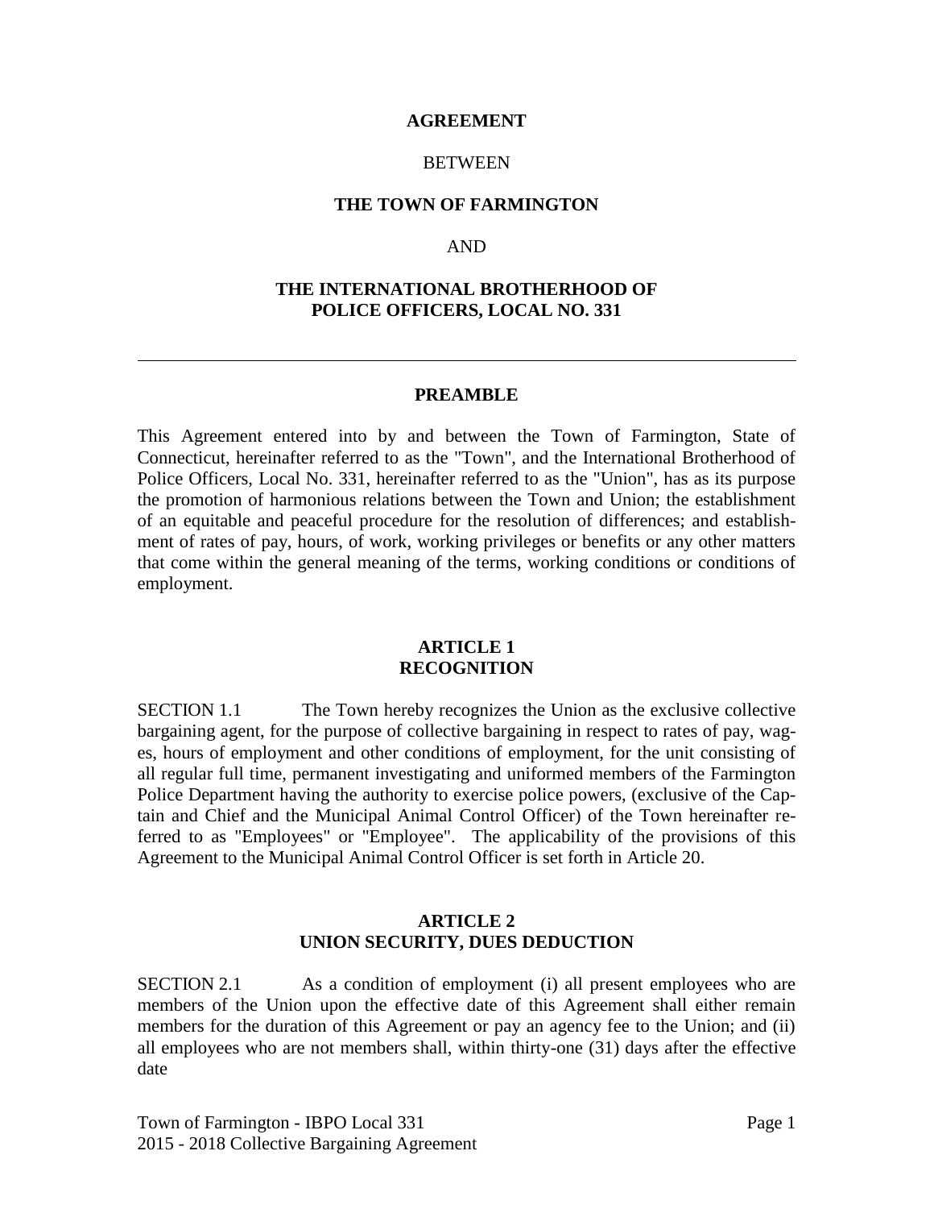**AGREEMENT**

BETWEEN

**THE TOWN OF FARMINGTON**

AND

**THE INTERNATIONAL BROTHERHOOD OF POLICE OFFICERS, LOCAL NO. 331**

---

## PREAMBLE

This Agreement entered into by and between the Town of Farmington, State of Connecticut, hereinafter referred to as the "Town", and the International Brotherhood of Police Officers, Local No. 331, hereinafter referred to as the "Union", has as its purpose the promotion of harmonious relations between the Town and Union; the establishment of an equitable and peaceful procedure for the resolution of differences; and establishment of rates of pay, hours, of work, working privileges or benefits or any other matters that come within the general meaning of the terms, working conditions or conditions of employment.

## ARTICLE 1 RECOGNITION

SECTION 1.1 The Town hereby recognizes the Union as the exclusive collective bargaining agent, for the purpose of collective bargaining in respect to rates of pay, wages, hours of employment and other conditions of employment, for the unit consisting of all regular full time, permanent investigating and uniformed members of the Farmington Police Department having the authority to exercise police powers, (exclusive of the Captain and Chief and the Municipal Animal Control Officer) of the Town hereinafter referred to as "Employees" or "Employee". The applicability of the provisions of this Agreement to the Municipal Animal Control Officer is set forth in Article 20.

## ARTICLE 2 UNION SECURITY, DUES DEDUCTION

SECTION 2.1 As a condition of employment (i) all present employees who are members of the Union upon the effective date of this Agreement shall either remain members for the duration of this Agreement or pay an agency fee to the Union; and (ii) all employees who are not members shall, within thirty-one (31) days after the effective date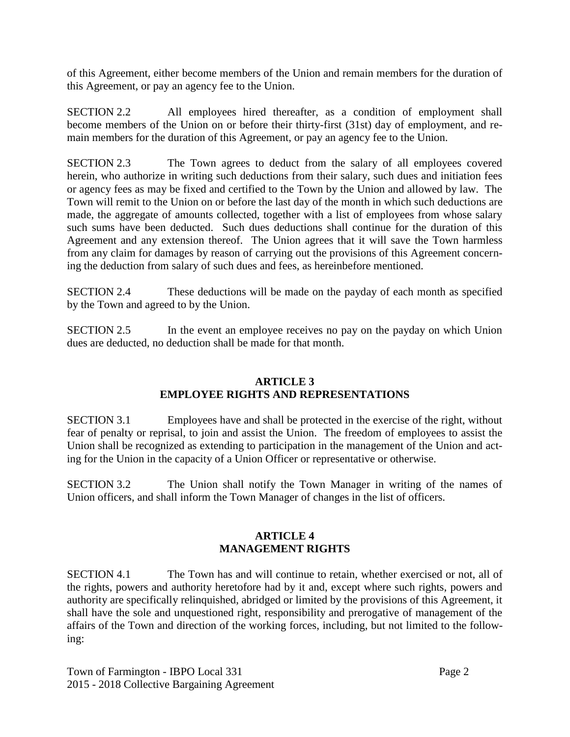of this Agreement, either become members of the Union and remain members for the duration of this Agreement, or pay an agency fee to the Union.

SECTION 2.2 All employees hired thereafter, as a condition of employment shall become members of the Union on or before their thirty-first (31st) day of employment, and remain members for the duration of this Agreement, or pay an agency fee to the Union.

SECTION 2.3 The Town agrees to deduct from the salary of all employees covered herein, who authorize in writing such deductions from their salary, such dues and initiation fees or agency fees as may be fixed and certified to the Town by the Union and allowed by law. The Town will remit to the Union on or before the last day of the month in which such deductions are made, the aggregate of amounts collected, together with a list of employees from whose salary such sums have been deducted. Such dues deductions shall continue for the duration of this Agreement and any extension thereof. The Union agrees that it will save the Town harmless from any claim for damages by reason of carrying out the provisions of this Agreement concerning the deduction from salary of such dues and fees, as hereinbefore mentioned.

SECTION 2.4 These deductions will be made on the payday of each month as specified by the Town and agreed to by the Union.

SECTION 2.5 In the event an employee receives no pay on the payday on which Union dues are deducted, no deduction shall be made for that month.

## ARTICLE 3
## EMPLOYEE RIGHTS AND REPRESENTATIONS

SECTION 3.1 Employees have and shall be protected in the exercise of the right, without fear of penalty or reprisal, to join and assist the Union. The freedom of employees to assist the Union shall be recognized as extending to participation in the management of the Union and acting for the Union in the capacity of a Union Officer or representative or otherwise.

SECTION 3.2 The Union shall notify the Town Manager in writing of the names of Union officers, and shall inform the Town Manager of changes in the list of officers.

## ARTICLE 4
## MANAGEMENT RIGHTS

SECTION 4.1 The Town has and will continue to retain, whether exercised or not, all of the rights, powers and authority heretofore had by it and, except where such rights, powers and authority are specifically relinquished, abridged or limited by the provisions of this Agreement, it shall have the sole and unquestioned right, responsibility and prerogative of management of the affairs of the Town and direction of the working forces, including, but not limited to the following: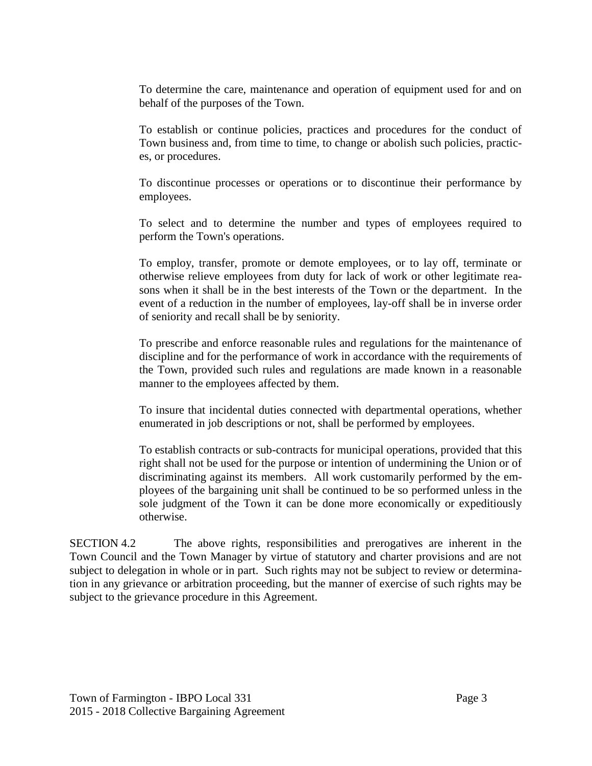To determine the care, maintenance and operation of equipment used for and on behalf of the purposes of the Town.

To establish or continue policies, practices and procedures for the conduct of Town business and, from time to time, to change or abolish such policies, practices, or procedures.

To discontinue processes or operations or to discontinue their performance by employees.

To select and to determine the number and types of employees required to perform the Town's operations.

To employ, transfer, promote or demote employees, or to lay off, terminate or otherwise relieve employees from duty for lack of work or other legitimate reasons when it shall be in the best interests of the Town or the department. In the event of a reduction in the number of employees, lay-off shall be in inverse order of seniority and recall shall be by seniority.

To prescribe and enforce reasonable rules and regulations for the maintenance of discipline and for the performance of work in accordance with the requirements of the Town, provided such rules and regulations are made known in a reasonable manner to the employees affected by them.

To insure that incidental duties connected with departmental operations, whether enumerated in job descriptions or not, shall be performed by employees.

To establish contracts or sub-contracts for municipal operations, provided that this right shall not be used for the purpose or intention of undermining the Union or of discriminating against its members. All work customarily performed by the employees of the bargaining unit shall be continued to be so performed unless in the sole judgment of the Town it can be done more economically or expeditiously otherwise.

SECTION 4.2 The above rights, responsibilities and prerogatives are inherent in the Town Council and the Town Manager by virtue of statutory and charter provisions and are not subject to delegation in whole or in part. Such rights may not be subject to review or determination in any grievance or arbitration proceeding, but the manner of exercise of such rights may be subject to the grievance procedure in this Agreement.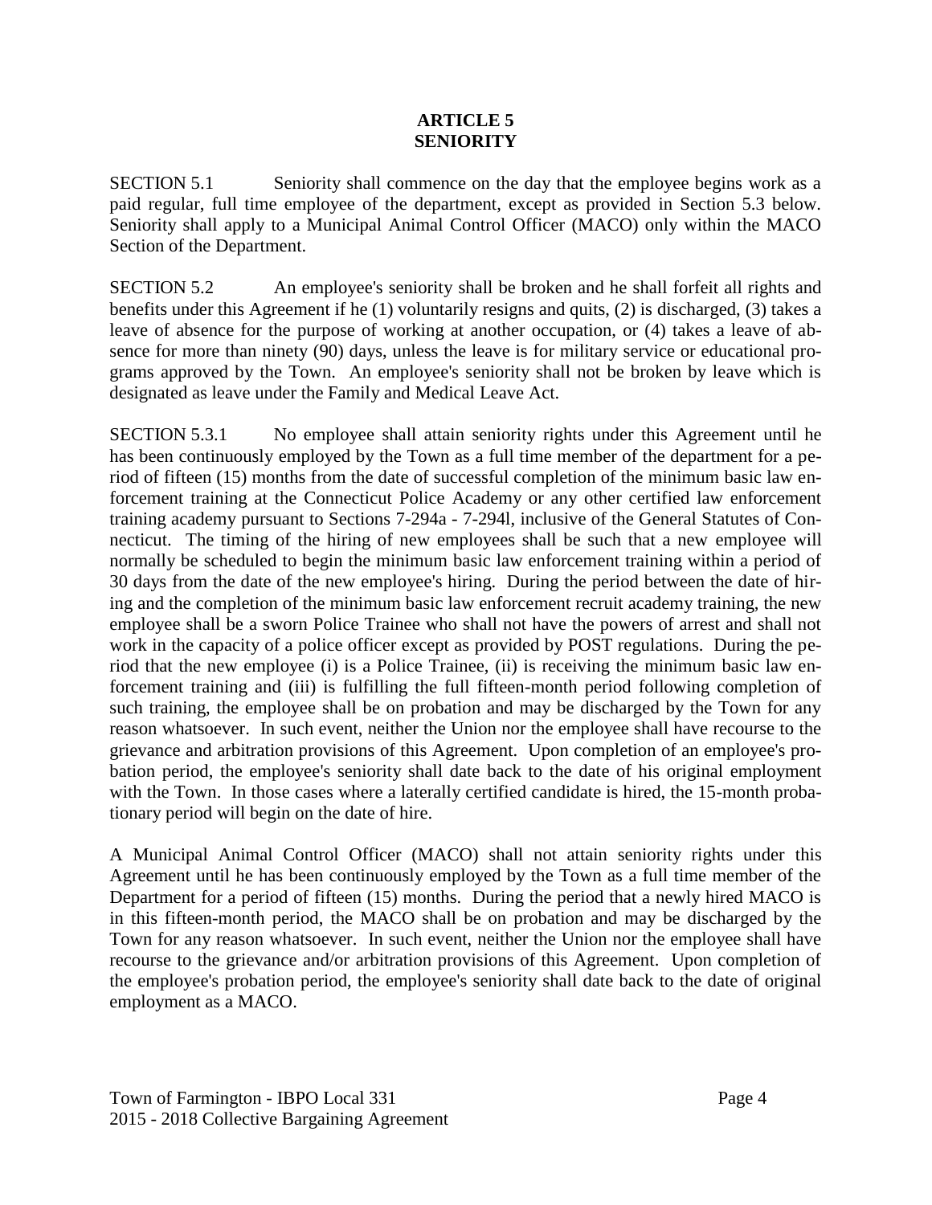# ARTICLE 5
# SENIORITY

SECTION 5.1 Seniority shall commence on the day that the employee begins work as a paid regular, full time employee of the department, except as provided in Section 5.3 below. Seniority shall apply to a Municipal Animal Control Officer (MACO) only within the MACO Section of the Department.

SECTION 5.2 An employee's seniority shall be broken and he shall forfeit all rights and benefits under this Agreement if he (1) voluntarily resigns and quits, (2) is discharged, (3) takes a leave of absence for the purpose of working at another occupation, or (4) takes a leave of absence for more than ninety (90) days, unless the leave is for military service or educational programs approved by the Town. An employee's seniority shall not be broken by leave which is designated as leave under the Family and Medical Leave Act.

SECTION 5.3.1 No employee shall attain seniority rights under this Agreement until he has been continuously employed by the Town as a full time member of the department for a period of fifteen (15) months from the date of successful completion of the minimum basic law enforcement training at the Connecticut Police Academy or any other certified law enforcement training academy pursuant to Sections 7-294a - 7-294l, inclusive of the General Statutes of Connecticut. The timing of the hiring of new employees shall be such that a new employee will normally be scheduled to begin the minimum basic law enforcement training within a period of 30 days from the date of the new employee's hiring. During the period between the date of hiring and the completion of the minimum basic law enforcement recruit academy training, the new employee shall be a sworn Police Trainee who shall not have the powers of arrest and shall not work in the capacity of a police officer except as provided by POST regulations. During the period that the new employee (i) is a Police Trainee, (ii) is receiving the minimum basic law enforcement training and (iii) is fulfilling the full fifteen-month period following completion of such training, the employee shall be on probation and may be discharged by the Town for any reason whatsoever. In such event, neither the Union nor the employee shall have recourse to the grievance and arbitration provisions of this Agreement. Upon completion of an employee's probation period, the employee's seniority shall date back to the date of his original employment with the Town. In those cases where a laterally certified candidate is hired, the 15-month probationary period will begin on the date of hire.

A Municipal Animal Control Officer (MACO) shall not attain seniority rights under this Agreement until he has been continuously employed by the Town as a full time member of the Department for a period of fifteen (15) months. During the period that a newly hired MACO is in this fifteen-month period, the MACO shall be on probation and may be discharged by the Town for any reason whatsoever. In such event, neither the Union nor the employee shall have recourse to the grievance and/or arbitration provisions of this Agreement. Upon completion of the employee's probation period, the employee's seniority shall date back to the date of original employment as a MACO.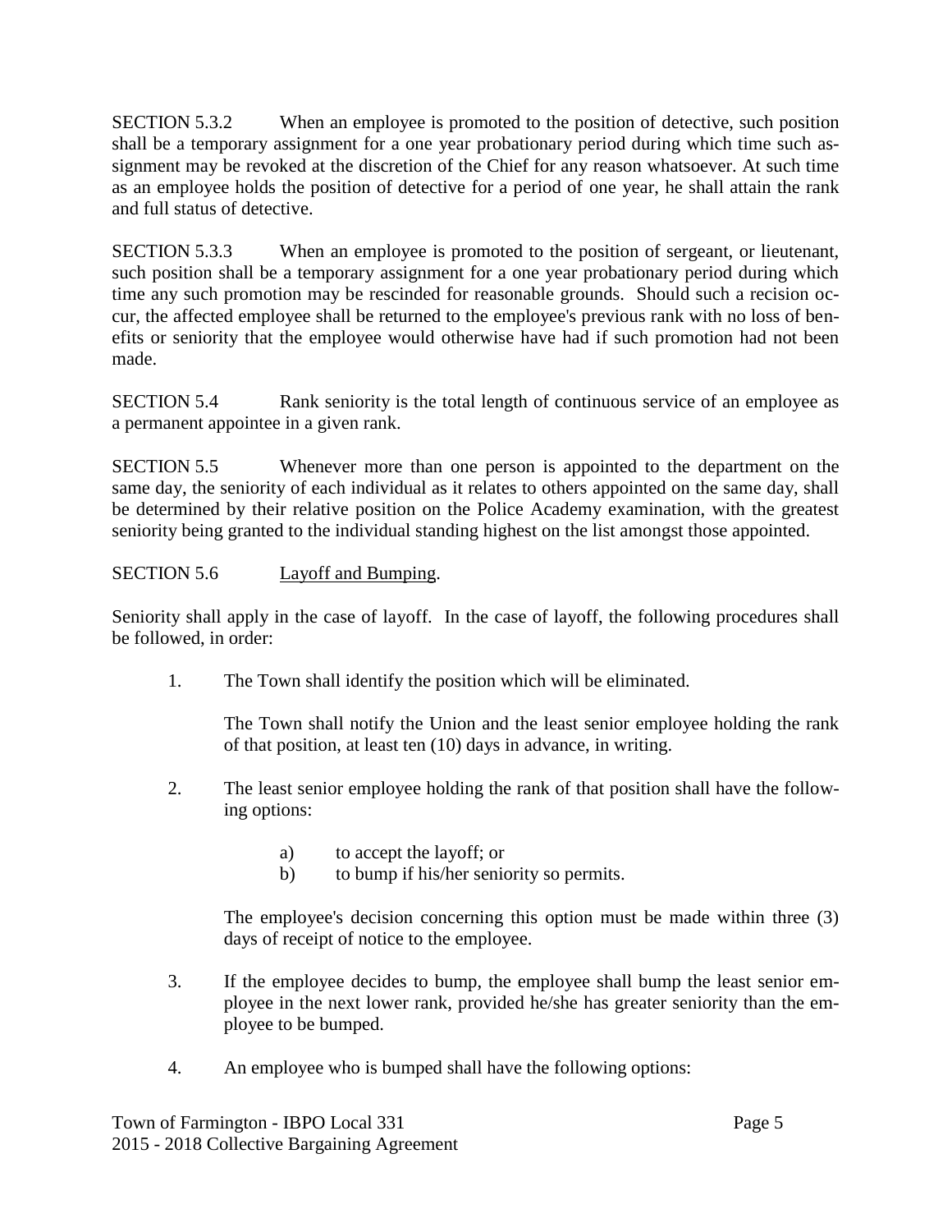SECTION 5.3.2 When an employee is promoted to the position of detective, such position shall be a temporary assignment for a one year probationary period during which time such assignment may be revoked at the discretion of the Chief for any reason whatsoever. At such time as an employee holds the position of detective for a period of one year, he shall attain the rank and full status of detective.

SECTION 5.3.3 When an employee is promoted to the position of sergeant, or lieutenant, such position shall be a temporary assignment for a one year probationary period during which time any such promotion may be rescinded for reasonable grounds. Should such a recision occur, the affected employee shall be returned to the employee's previous rank with no loss of benefits or seniority that the employee would otherwise have had if such promotion had not been made.

SECTION 5.4 Rank seniority is the total length of continuous service of an employee as a permanent appointee in a given rank.

SECTION 5.5 Whenever more than one person is appointed to the department on the same day, the seniority of each individual as it relates to others appointed on the same day, shall be determined by their relative position on the Police Academy examination, with the greatest seniority being granted to the individual standing highest on the list amongst those appointed.

SECTION 5.6 Layoff and Bumping.

Seniority shall apply in the case of layoff. In the case of layoff, the following procedures shall be followed, in order:

1. The Town shall identify the position which will be eliminated.

   The Town shall notify the Union and the least senior employee holding the rank of that position, at least ten (10) days in advance, in writing.

2. The least senior employee holding the rank of that position shall have the following options:

   a) to accept the layoff; or
   b) to bump if his/her seniority so permits.

   The employee's decision concerning this option must be made within three (3) days of receipt of notice to the employee.

3. If the employee decides to bump, the employee shall bump the least senior employee in the next lower rank, provided he/she has greater seniority than the employee to be bumped.

4. An employee who is bumped shall have the following options: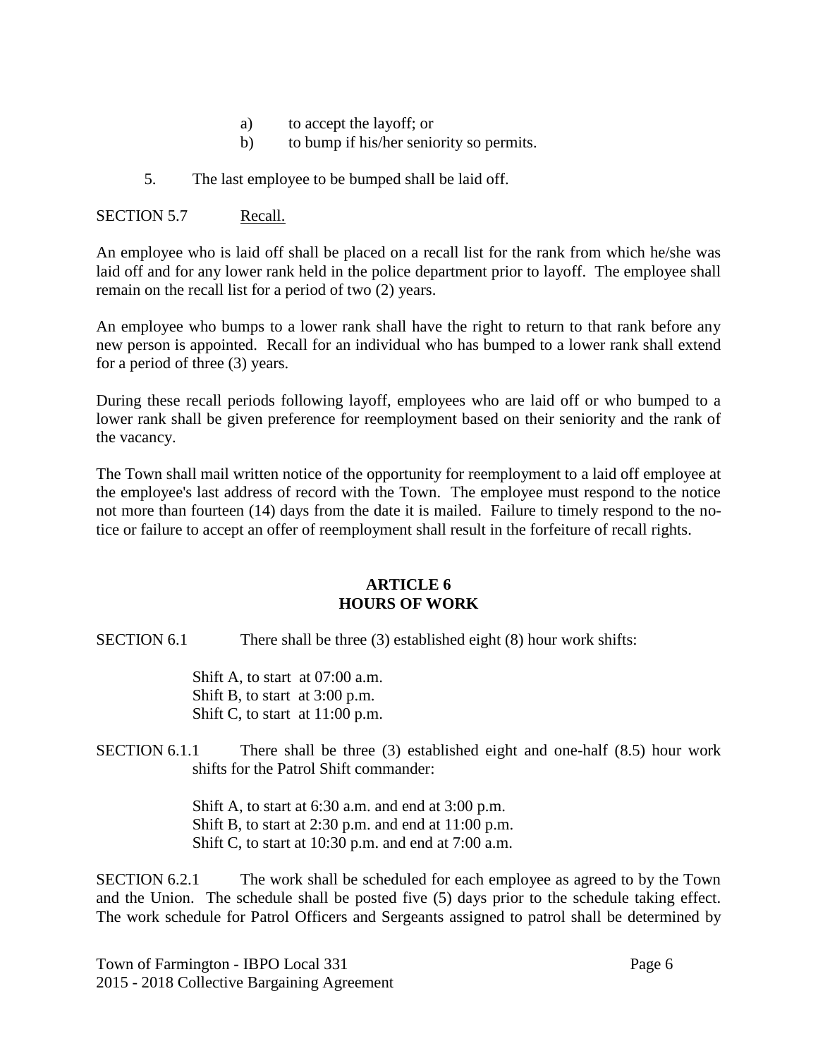a) to accept the layoff; or
b) to bump if his/her seniority so permits.

5. The last employee to be bumped shall be laid off.

SECTION 5.7 Recall.

An employee who is laid off shall be placed on a recall list for the rank from which he/she was laid off and for any lower rank held in the police department prior to layoff. The employee shall remain on the recall list for a period of two (2) years.

An employee who bumps to a lower rank shall have the right to return to that rank before any new person is appointed. Recall for an individual who has bumped to a lower rank shall extend for a period of three (3) years.

During these recall periods following layoff, employees who are laid off or who bumped to a lower rank shall be given preference for reemployment based on their seniority and the rank of the vacancy.

The Town shall mail written notice of the opportunity for reemployment to a laid off employee at the employee's last address of record with the Town. The employee must respond to the notice not more than fourteen (14) days from the date it is mailed. Failure to timely respond to the notice or failure to accept an offer of reemployment shall result in the forfeiture of recall rights.

## ARTICLE 6
## HOURS OF WORK

SECTION 6.1 There shall be three (3) established eight (8) hour work shifts:

Shift A, to start at 07:00 a.m.
Shift B, to start at 3:00 p.m.
Shift C, to start at 11:00 p.m.

SECTION 6.1.1 There shall be three (3) established eight and one-half (8.5) hour work shifts for the Patrol Shift commander:

Shift A, to start at 6:30 a.m. and end at 3:00 p.m.
Shift B, to start at 2:30 p.m. and end at 11:00 p.m.
Shift C, to start at 10:30 p.m. and end at 7:00 a.m.

SECTION 6.2.1 The work shall be scheduled for each employee as agreed to by the Town and the Union. The schedule shall be posted five (5) days prior to the schedule taking effect. The work schedule for Patrol Officers and Sergeants assigned to patrol shall be determined by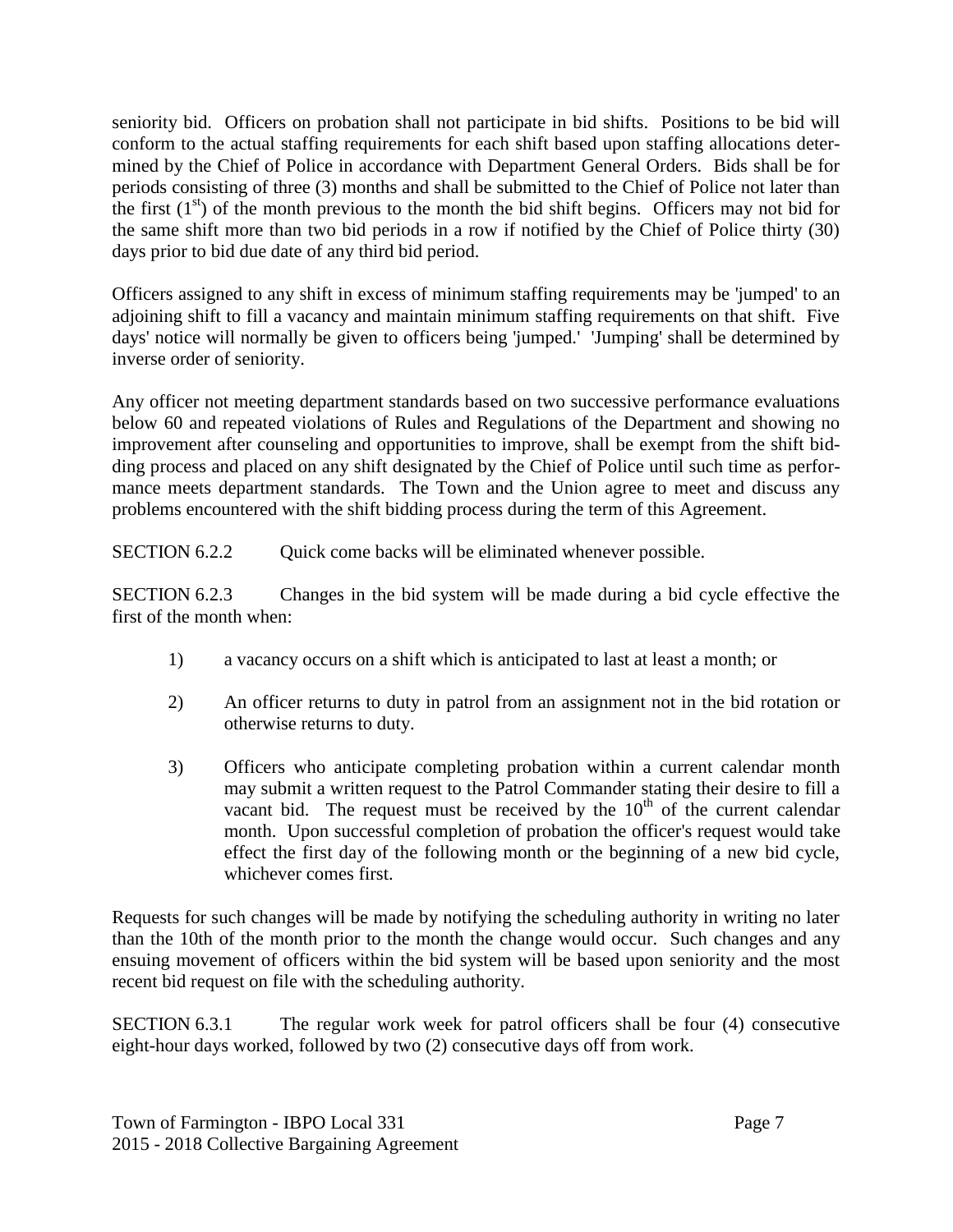seniority bid. Officers on probation shall not participate in bid shifts. Positions to be bid will conform to the actual staffing requirements for each shift based upon staffing allocations determined by the Chief of Police in accordance with Department General Orders. Bids shall be for periods consisting of three (3) months and shall be submitted to the Chief of Police not later than the first (1st) of the month previous to the month the bid shift begins. Officers may not bid for the same shift more than two bid periods in a row if notified by the Chief of Police thirty (30) days prior to bid due date of any third bid period.

Officers assigned to any shift in excess of minimum staffing requirements may be 'jumped' to an adjoining shift to fill a vacancy and maintain minimum staffing requirements on that shift. Five days' notice will normally be given to officers being 'jumped.' 'Jumping' shall be determined by inverse order of seniority.

Any officer not meeting department standards based on two successive performance evaluations below 60 and repeated violations of Rules and Regulations of the Department and showing no improvement after counseling and opportunities to improve, shall be exempt from the shift bidding process and placed on any shift designated by the Chief of Police until such time as performance meets department standards. The Town and the Union agree to meet and discuss any problems encountered with the shift bidding process during the term of this Agreement.

SECTION 6.2.2 Quick come backs will be eliminated whenever possible.

SECTION 6.2.3 Changes in the bid system will be made during a bid cycle effective the first of the month when:

1) a vacancy occurs on a shift which is anticipated to last at least a month; or

2) An officer returns to duty in patrol from an assignment not in the bid rotation or otherwise returns to duty.

3) Officers who anticipate completing probation within a current calendar month may submit a written request to the Patrol Commander stating their desire to fill a vacant bid. The request must be received by the 10th of the current calendar month. Upon successful completion of probation the officer's request would take effect the first day of the following month or the beginning of a new bid cycle, whichever comes first.

Requests for such changes will be made by notifying the scheduling authority in writing no later than the 10th of the month prior to the month the change would occur. Such changes and any ensuing movement of officers within the bid system will be based upon seniority and the most recent bid request on file with the scheduling authority.

SECTION 6.3.1 The regular work week for patrol officers shall be four (4) consecutive eight-hour days worked, followed by two (2) consecutive days off from work.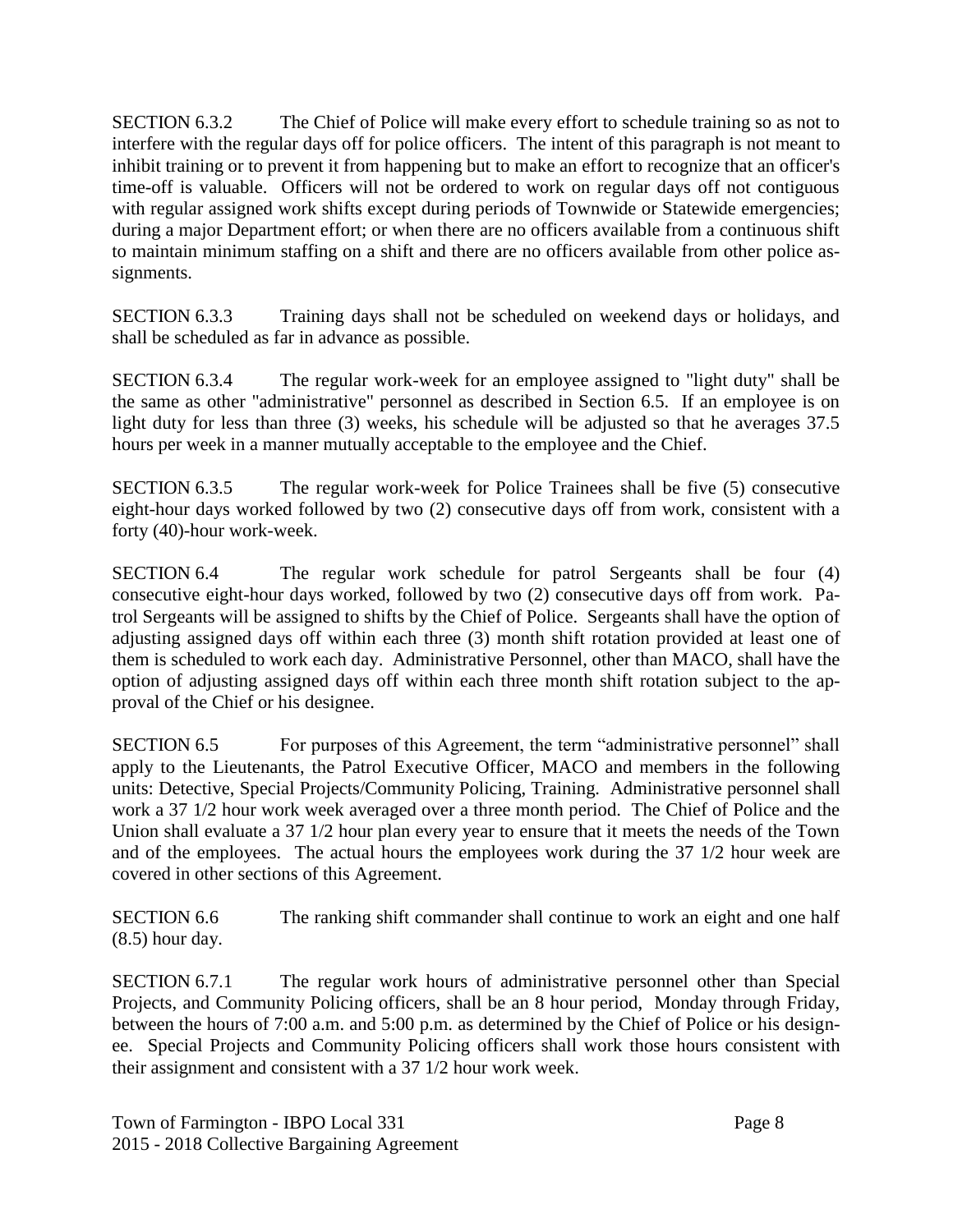SECTION 6.3.2 The Chief of Police will make every effort to schedule training so as not to interfere with the regular days off for police officers. The intent of this paragraph is not meant to inhibit training or to prevent it from happening but to make an effort to recognize that an officer's time-off is valuable. Officers will not be ordered to work on regular days off not contiguous with regular assigned work shifts except during periods of Townwide or Statewide emergencies; during a major Department effort; or when there are no officers available from a continuous shift to maintain minimum staffing on a shift and there are no officers available from other police assignments.

SECTION 6.3.3 Training days shall not be scheduled on weekend days or holidays, and shall be scheduled as far in advance as possible.

SECTION 6.3.4 The regular work-week for an employee assigned to "light duty" shall be the same as other "administrative" personnel as described in Section 6.5. If an employee is on light duty for less than three (3) weeks, his schedule will be adjusted so that he averages 37.5 hours per week in a manner mutually acceptable to the employee and the Chief.

SECTION 6.3.5 The regular work-week for Police Trainees shall be five (5) consecutive eight-hour days worked followed by two (2) consecutive days off from work, consistent with a forty (40)-hour work-week.

SECTION 6.4 The regular work schedule for patrol Sergeants shall be four (4) consecutive eight-hour days worked, followed by two (2) consecutive days off from work. Patrol Sergeants will be assigned to shifts by the Chief of Police. Sergeants shall have the option of adjusting assigned days off within each three (3) month shift rotation provided at least one of them is scheduled to work each day. Administrative Personnel, other than MACO, shall have the option of adjusting assigned days off within each three month shift rotation subject to the approval of the Chief or his designee.

SECTION 6.5 For purposes of this Agreement, the term "administrative personnel" shall apply to the Lieutenants, the Patrol Executive Officer, MACO and members in the following units: Detective, Special Projects/Community Policing, Training. Administrative personnel shall work a 37 1/2 hour work week averaged over a three month period. The Chief of Police and the Union shall evaluate a 37 1/2 hour plan every year to ensure that it meets the needs of the Town and of the employees. The actual hours the employees work during the 37 1/2 hour week are covered in other sections of this Agreement.

SECTION 6.6 The ranking shift commander shall continue to work an eight and one half (8.5) hour day.

SECTION 6.7.1 The regular work hours of administrative personnel other than Special Projects, and Community Policing officers, shall be an 8 hour period, Monday through Friday, between the hours of 7:00 a.m. and 5:00 p.m. as determined by the Chief of Police or his designee. Special Projects and Community Policing officers shall work those hours consistent with their assignment and consistent with a 37 1/2 hour work week.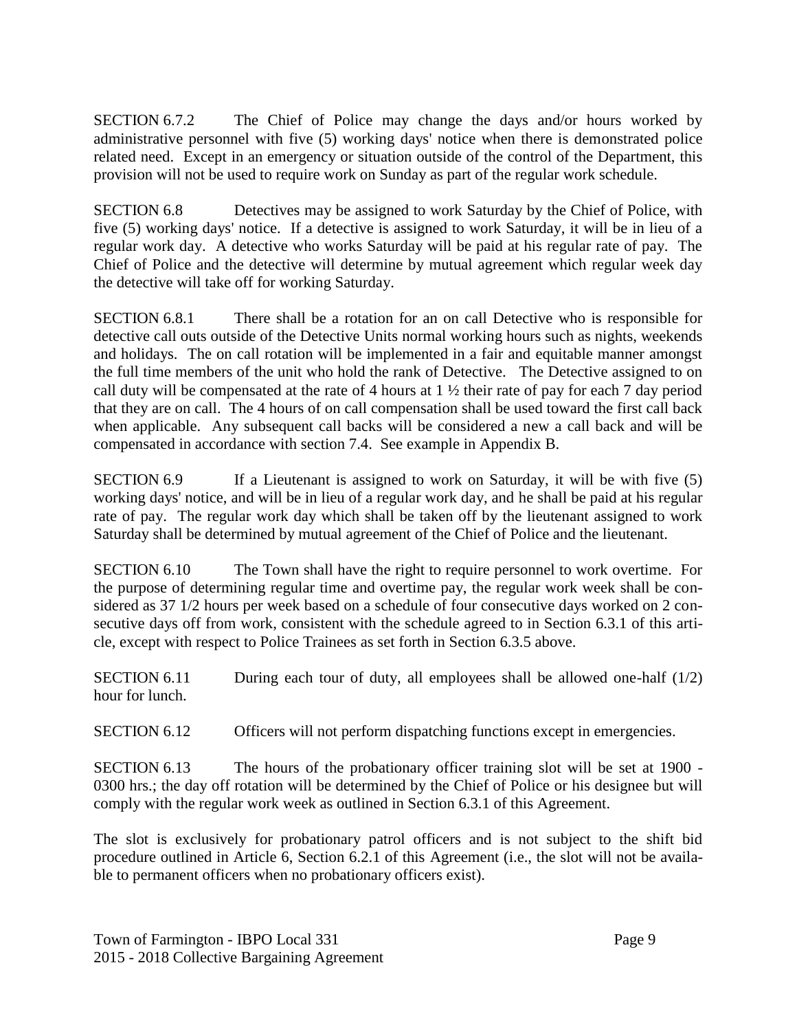SECTION 6.7.2 The Chief of Police may change the days and/or hours worked by administrative personnel with five (5) working days' notice when there is demonstrated police related need. Except in an emergency or situation outside of the control of the Department, this provision will not be used to require work on Sunday as part of the regular work schedule.

SECTION 6.8 Detectives may be assigned to work Saturday by the Chief of Police, with five (5) working days' notice. If a detective is assigned to work Saturday, it will be in lieu of a regular work day. A detective who works Saturday will be paid at his regular rate of pay. The Chief of Police and the detective will determine by mutual agreement which regular week day the detective will take off for working Saturday.

SECTION 6.8.1 There shall be a rotation for an on call Detective who is responsible for detective call outs outside of the Detective Units normal working hours such as nights, weekends and holidays. The on call rotation will be implemented in a fair and equitable manner amongst the full time members of the unit who hold the rank of Detective. The Detective assigned to on call duty will be compensated at the rate of 4 hours at 1 ½ their rate of pay for each 7 day period that they are on call. The 4 hours of on call compensation shall be used toward the first call back when applicable. Any subsequent call backs will be considered a new a call back and will be compensated in accordance with section 7.4. See example in Appendix B.

SECTION 6.9 If a Lieutenant is assigned to work on Saturday, it will be with five (5) working days' notice, and will be in lieu of a regular work day, and he shall be paid at his regular rate of pay. The regular work day which shall be taken off by the lieutenant assigned to work Saturday shall be determined by mutual agreement of the Chief of Police and the lieutenant.

SECTION 6.10 The Town shall have the right to require personnel to work overtime. For the purpose of determining regular time and overtime pay, the regular work week shall be considered as 37 1/2 hours per week based on a schedule of four consecutive days worked on 2 consecutive days off from work, consistent with the schedule agreed to in Section 6.3.1 of this article, except with respect to Police Trainees as set forth in Section 6.3.5 above.

SECTION 6.11 During each tour of duty, all employees shall be allowed one-half (1/2) hour for lunch.

SECTION 6.12 Officers will not perform dispatching functions except in emergencies.

SECTION 6.13 The hours of the probationary officer training slot will be set at 1900 - 0300 hrs.; the day off rotation will be determined by the Chief of Police or his designee but will comply with the regular work week as outlined in Section 6.3.1 of this Agreement.

The slot is exclusively for probationary patrol officers and is not subject to the shift bid procedure outlined in Article 6, Section 6.2.1 of this Agreement (i.e., the slot will not be available to permanent officers when no probationary officers exist).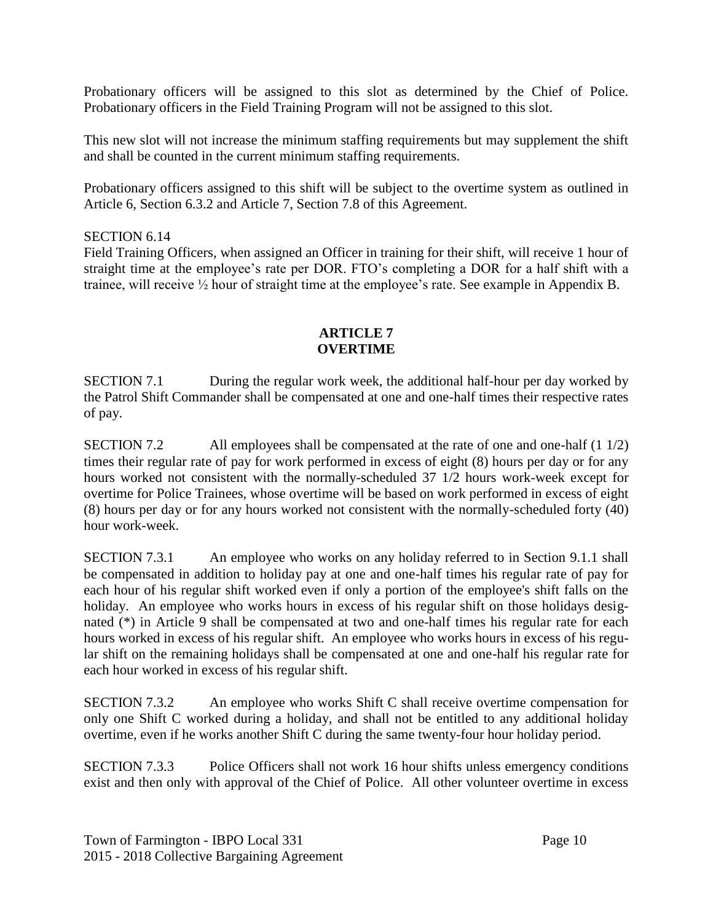Probationary officers will be assigned to this slot as determined by the Chief of Police. Probationary officers in the Field Training Program will not be assigned to this slot.

This new slot will not increase the minimum staffing requirements but may supplement the shift and shall be counted in the current minimum staffing requirements.

Probationary officers assigned to this shift will be subject to the overtime system as outlined in Article 6, Section 6.3.2 and Article 7, Section 7.8 of this Agreement.

SECTION 6.14
Field Training Officers, when assigned an Officer in training for their shift, will receive 1 hour of straight time at the employee's rate per DOR. FTO's completing a DOR for a half shift with a trainee, will receive ½ hour of straight time at the employee's rate. See example in Appendix B.

## ARTICLE 7
## OVERTIME

SECTION 7.1 During the regular work week, the additional half-hour per day worked by the Patrol Shift Commander shall be compensated at one and one-half times their respective rates of pay.

SECTION 7.2 All employees shall be compensated at the rate of one and one-half (1 1/2) times their regular rate of pay for work performed in excess of eight (8) hours per day or for any hours worked not consistent with the normally-scheduled 37 1/2 hours work-week except for overtime for Police Trainees, whose overtime will be based on work performed in excess of eight (8) hours per day or for any hours worked not consistent with the normally-scheduled forty (40) hour work-week.

SECTION 7.3.1 An employee who works on any holiday referred to in Section 9.1.1 shall be compensated in addition to holiday pay at one and one-half times his regular rate of pay for each hour of his regular shift worked even if only a portion of the employee's shift falls on the holiday. An employee who works hours in excess of his regular shift on those holidays designated (*) in Article 9 shall be compensated at two and one-half times his regular rate for each hours worked in excess of his regular shift. An employee who works hours in excess of his regular shift on the remaining holidays shall be compensated at one and one-half his regular rate for each hour worked in excess of his regular shift.

SECTION 7.3.2 An employee who works Shift C shall receive overtime compensation for only one Shift C worked during a holiday, and shall not be entitled to any additional holiday overtime, even if he works another Shift C during the same twenty-four hour holiday period.

SECTION 7.3.3 Police Officers shall not work 16 hour shifts unless emergency conditions exist and then only with approval of the Chief of Police. All other volunteer overtime in excess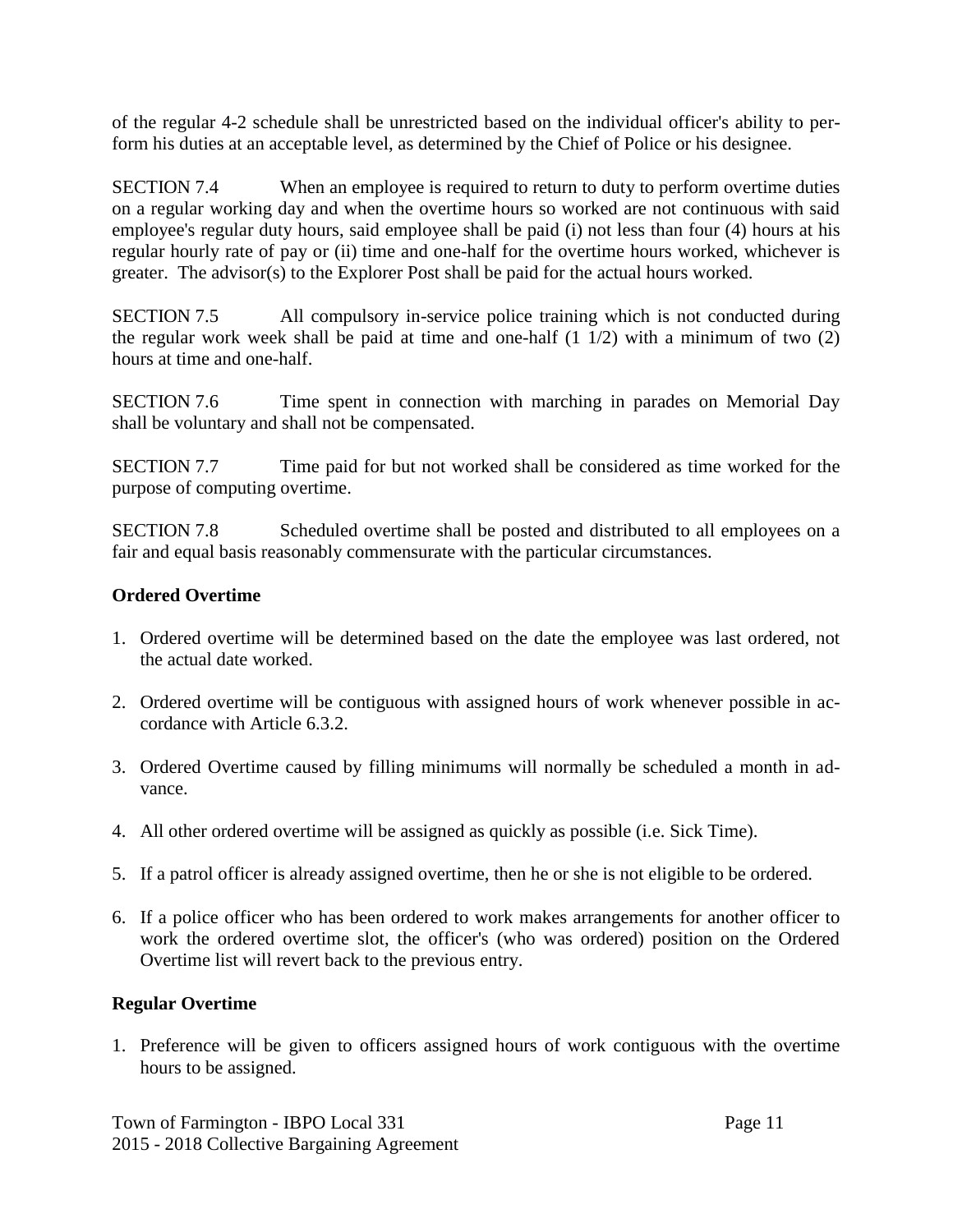of the regular 4-2 schedule shall be unrestricted based on the individual officer's ability to perform his duties at an acceptable level, as determined by the Chief of Police or his designee.

SECTION 7.4 When an employee is required to return to duty to perform overtime duties on a regular working day and when the overtime hours so worked are not continuous with said employee's regular duty hours, said employee shall be paid (i) not less than four (4) hours at his regular hourly rate of pay or (ii) time and one-half for the overtime hours worked, whichever is greater. The advisor(s) to the Explorer Post shall be paid for the actual hours worked.

SECTION 7.5 All compulsory in-service police training which is not conducted during the regular work week shall be paid at time and one-half (1 1/2) with a minimum of two (2) hours at time and one-half.

SECTION 7.6 Time spent in connection with marching in parades on Memorial Day shall be voluntary and shall not be compensated.

SECTION 7.7 Time paid for but not worked shall be considered as time worked for the purpose of computing overtime.

SECTION 7.8 Scheduled overtime shall be posted and distributed to all employees on a fair and equal basis reasonably commensurate with the particular circumstances.

**Ordered Overtime**

1. Ordered overtime will be determined based on the date the employee was last ordered, not the actual date worked.
2. Ordered overtime will be contiguous with assigned hours of work whenever possible in accordance with Article 6.3.2.
3. Ordered Overtime caused by filling minimums will normally be scheduled a month in advance.
4. All other ordered overtime will be assigned as quickly as possible (i.e. Sick Time).
5. If a patrol officer is already assigned overtime, then he or she is not eligible to be ordered.
6. If a police officer who has been ordered to work makes arrangements for another officer to work the ordered overtime slot, the officer's (who was ordered) position on the Ordered Overtime list will revert back to the previous entry.

**Regular Overtime**

1. Preference will be given to officers assigned hours of work contiguous with the overtime hours to be assigned.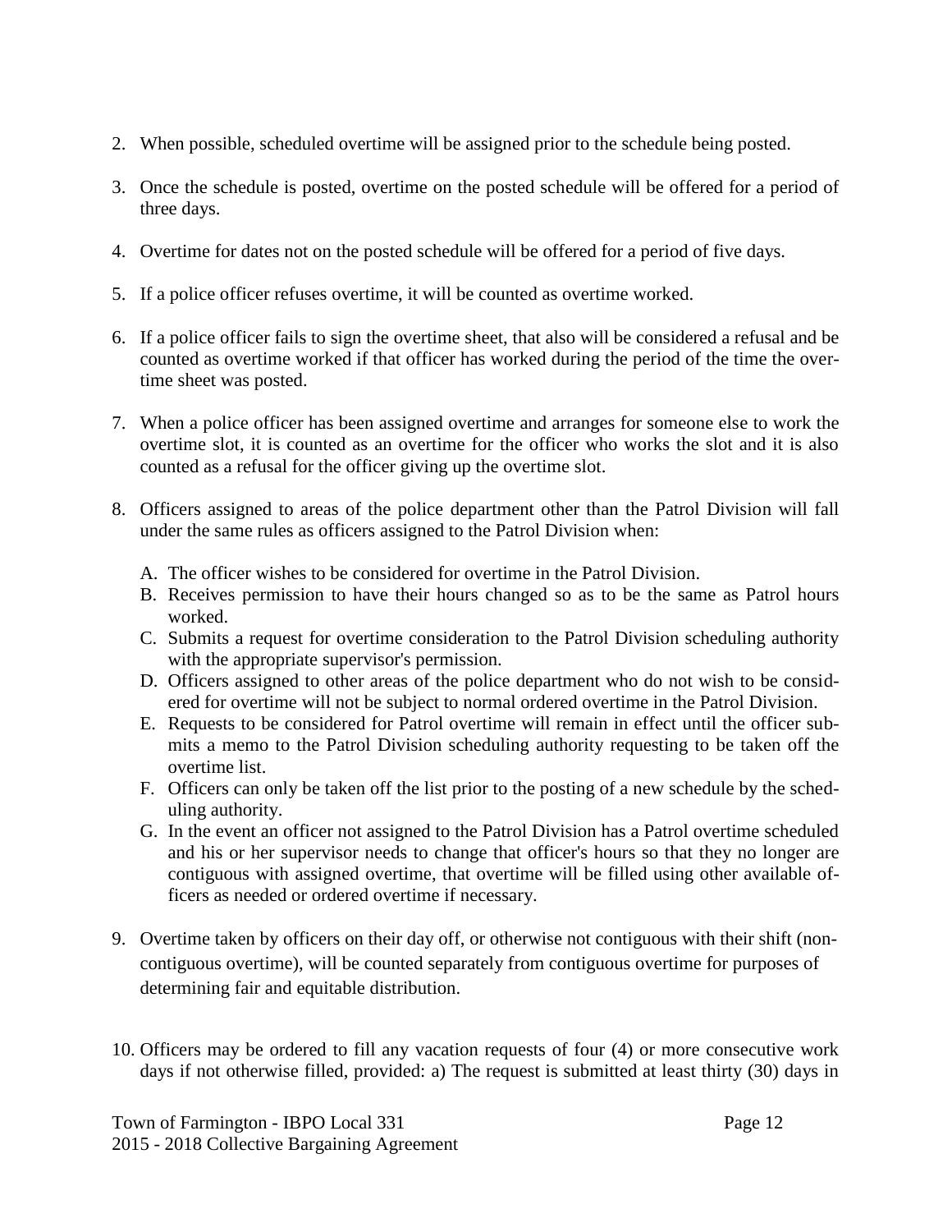2. When possible, scheduled overtime will be assigned prior to the schedule being posted.

3. Once the schedule is posted, overtime on the posted schedule will be offered for a period of three days.

4. Overtime for dates not on the posted schedule will be offered for a period of five days.

5. If a police officer refuses overtime, it will be counted as overtime worked.

6. If a police officer fails to sign the overtime sheet, that also will be considered a refusal and be counted as overtime worked if that officer has worked during the period of the time the overtime sheet was posted.

7. When a police officer has been assigned overtime and arranges for someone else to work the overtime slot, it is counted as an overtime for the officer who works the slot and it is also counted as a refusal for the officer giving up the overtime slot.

8. Officers assigned to areas of the police department other than the Patrol Division will fall under the same rules as officers assigned to the Patrol Division when:

   A. The officer wishes to be considered for overtime in the Patrol Division.
   B. Receives permission to have their hours changed so as to be the same as Patrol hours worked.
   C. Submits a request for overtime consideration to the Patrol Division scheduling authority with the appropriate supervisor's permission.
   D. Officers assigned to other areas of the police department who do not wish to be considered for overtime will not be subject to normal ordered overtime in the Patrol Division.
   E. Requests to be considered for Patrol overtime will remain in effect until the officer submits a memo to the Patrol Division scheduling authority requesting to be taken off the overtime list.
   F. Officers can only be taken off the list prior to the posting of a new schedule by the scheduling authority.
   G. In the event an officer not assigned to the Patrol Division has a Patrol overtime scheduled and his or her supervisor needs to change that officer's hours so that they no longer are contiguous with assigned overtime, that overtime will be filled using other available officers as needed or ordered overtime if necessary.

9. Overtime taken by officers on their day off, or otherwise not contiguous with their shift (non-contiguous overtime), will be counted separately from contiguous overtime for purposes of determining fair and equitable distribution.

10. Officers may be ordered to fill any vacation requests of four (4) or more consecutive work days if not otherwise filled, provided: a) The request is submitted at least thirty (30) days in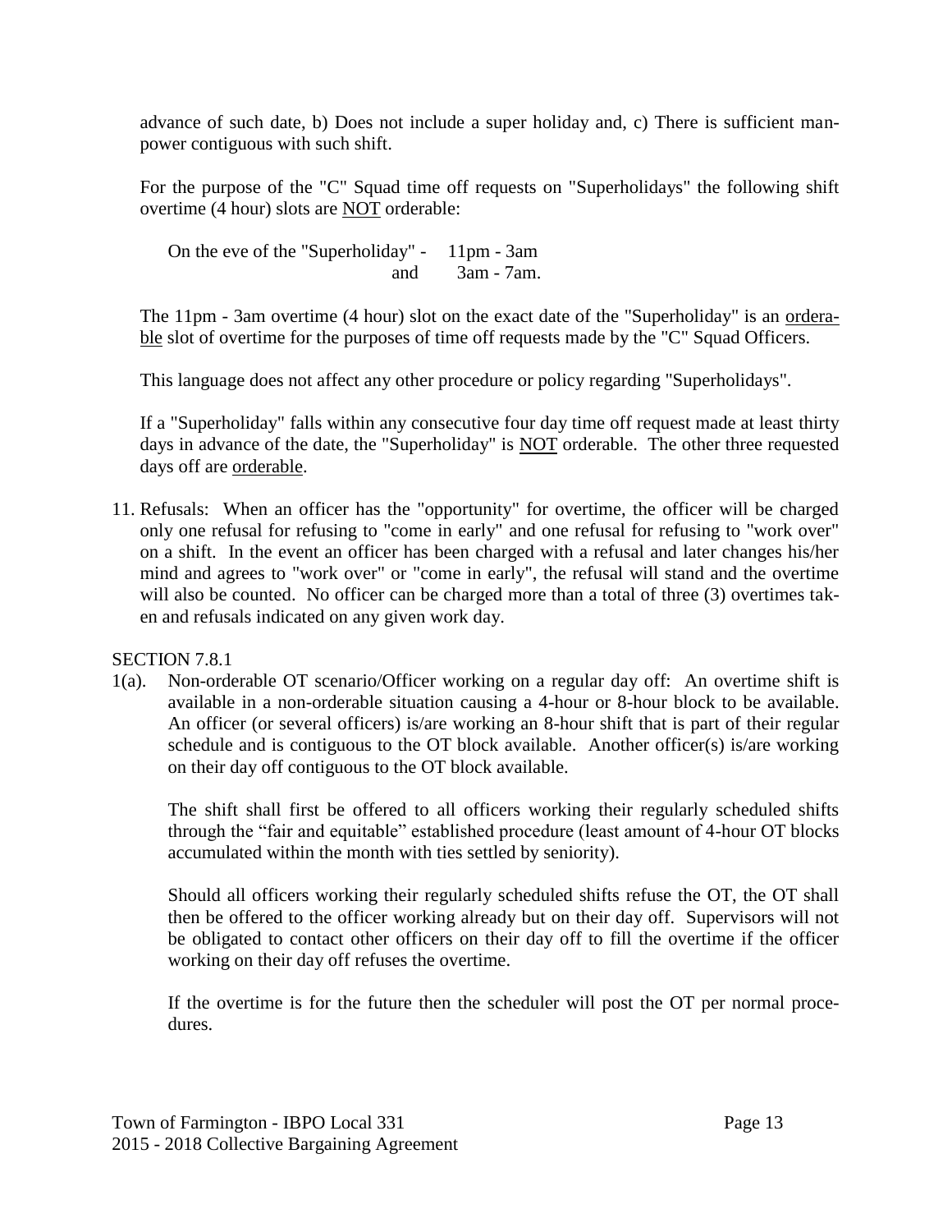advance of such date, b) Does not include a super holiday and, c) There is sufficient man-power contiguous with such shift.

For the purpose of the "C" Squad time off requests on "Superholidays" the following shift overtime (4 hour) slots are NOT orderable:

On the eve of the "Superholiday" - 11pm - 3am
and 3am - 7am.

The 11pm - 3am overtime (4 hour) slot on the exact date of the "Superholiday" is an orderable slot of overtime for the purposes of time off requests made by the "C" Squad Officers.

This language does not affect any other procedure or policy regarding "Superholidays".

If a "Superholiday" falls within any consecutive four day time off request made at least thirty days in advance of the date, the "Superholiday" is NOT orderable. The other three requested days off are orderable.

11. Refusals: When an officer has the "opportunity" for overtime, the officer will be charged only one refusal for refusing to "come in early" and one refusal for refusing to "work over" on a shift. In the event an officer has been charged with a refusal and later changes his/her mind and agrees to "work over" or "come in early", the refusal will stand and the overtime will also be counted. No officer can be charged more than a total of three (3) overtimes taken and refusals indicated on any given work day.

SECTION 7.8.1

1(a). Non-orderable OT scenario/Officer working on a regular day off: An overtime shift is available in a non-orderable situation causing a 4-hour or 8-hour block to be available. An officer (or several officers) is/are working an 8-hour shift that is part of their regular schedule and is contiguous to the OT block available. Another officer(s) is/are working on their day off contiguous to the OT block available.

The shift shall first be offered to all officers working their regularly scheduled shifts through the "fair and equitable" established procedure (least amount of 4-hour OT blocks accumulated within the month with ties settled by seniority).

Should all officers working their regularly scheduled shifts refuse the OT, the OT shall then be offered to the officer working already but on their day off. Supervisors will not be obligated to contact other officers on their day off to fill the overtime if the officer working on their day off refuses the overtime.

If the overtime is for the future then the scheduler will post the OT per normal procedures.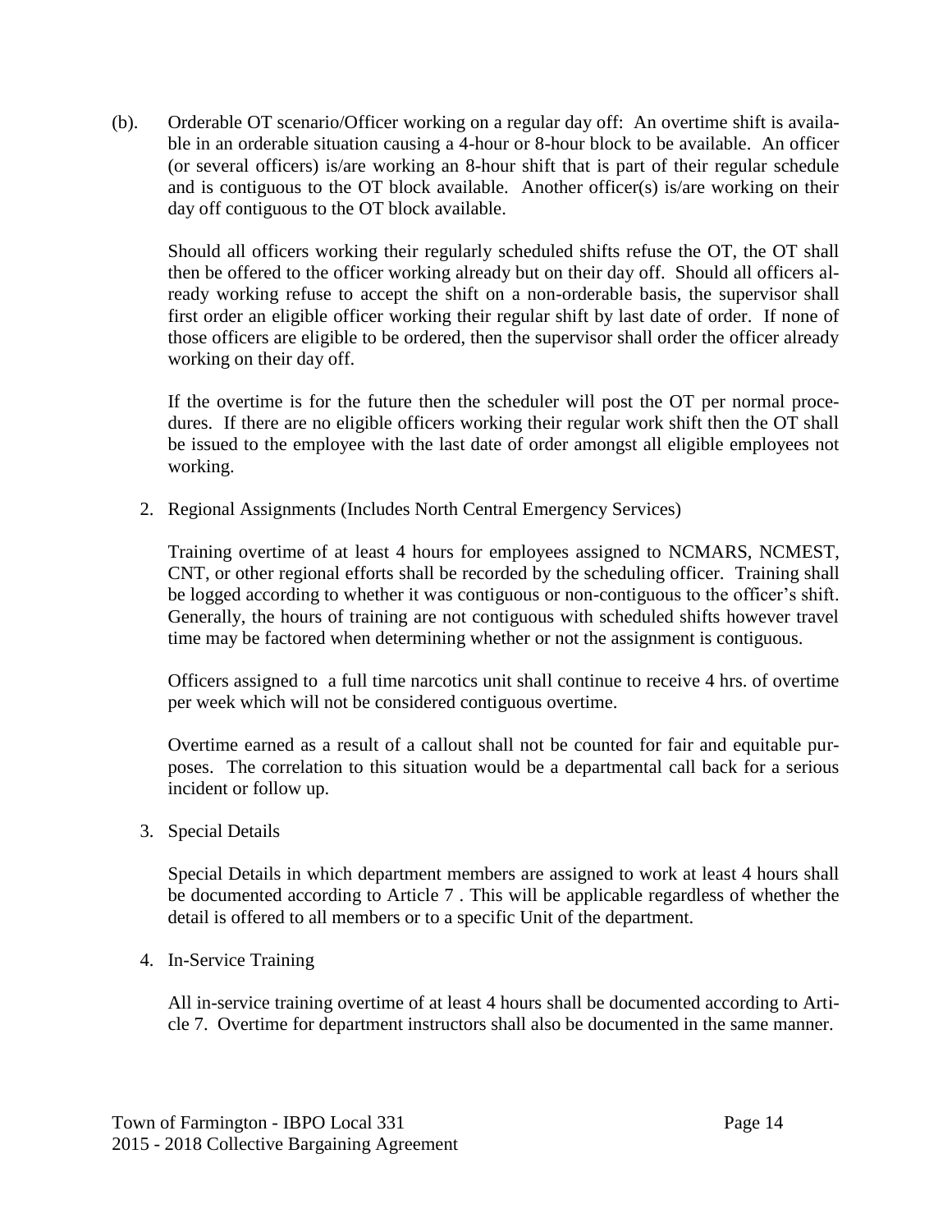(b). Orderable OT scenario/Officer working on a regular day off: An overtime shift is available in an orderable situation causing a 4-hour or 8-hour block to be available. An officer (or several officers) is/are working an 8-hour shift that is part of their regular schedule and is contiguous to the OT block available. Another officer(s) is/are working on their day off contiguous to the OT block available.

Should all officers working their regularly scheduled shifts refuse the OT, the OT shall then be offered to the officer working already but on their day off. Should all officers already working refuse to accept the shift on a non-orderable basis, the supervisor shall first order an eligible officer working their regular shift by last date of order. If none of those officers are eligible to be ordered, then the supervisor shall order the officer already working on their day off.

If the overtime is for the future then the scheduler will post the OT per normal procedures. If there are no eligible officers working their regular work shift then the OT shall be issued to the employee with the last date of order amongst all eligible employees not working.

2. Regional Assignments (Includes North Central Emergency Services)

   Training overtime of at least 4 hours for employees assigned to NCMARS, NCMEST, CNT, or other regional efforts shall be recorded by the scheduling officer. Training shall be logged according to whether it was contiguous or non-contiguous to the officer's shift. Generally, the hours of training are not contiguous with scheduled shifts however travel time may be factored when determining whether or not the assignment is contiguous.

   Officers assigned to a full time narcotics unit shall continue to receive 4 hrs. of overtime per week which will not be considered contiguous overtime.

   Overtime earned as a result of a callout shall not be counted for fair and equitable purposes. The correlation to this situation would be a departmental call back for a serious incident or follow up.

3. Special Details

   Special Details in which department members are assigned to work at least 4 hours shall be documented according to Article 7 . This will be applicable regardless of whether the detail is offered to all members or to a specific Unit of the department.

4. In-Service Training

   All in-service training overtime of at least 4 hours shall be documented according to Article 7. Overtime for department instructors shall also be documented in the same manner.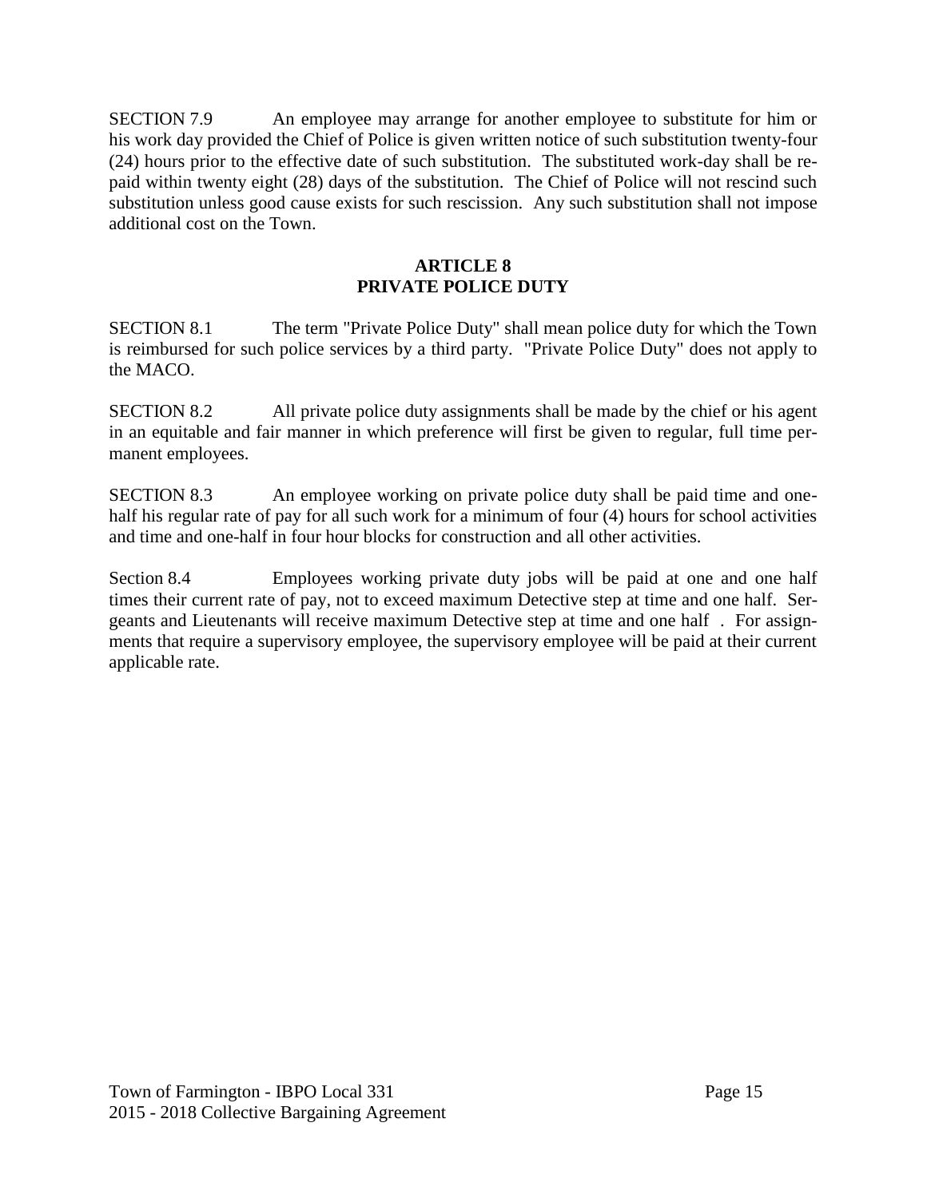SECTION 7.9 An employee may arrange for another employee to substitute for him or his work day provided the Chief of Police is given written notice of such substitution twenty-four (24) hours prior to the effective date of such substitution. The substituted work-day shall be repaid within twenty eight (28) days of the substitution. The Chief of Police will not rescind such substitution unless good cause exists for such rescission. Any such substitution shall not impose additional cost on the Town.

## ARTICLE 8
## PRIVATE POLICE DUTY

SECTION 8.1 The term "Private Police Duty" shall mean police duty for which the Town is reimbursed for such police services by a third party. "Private Police Duty" does not apply to the MACO.

SECTION 8.2 All private police duty assignments shall be made by the chief or his agent in an equitable and fair manner in which preference will first be given to regular, full time permanent employees.

SECTION 8.3 An employee working on private police duty shall be paid time and one-half his regular rate of pay for all such work for a minimum of four (4) hours for school activities and time and one-half in four hour blocks for construction and all other activities.

Section 8.4 Employees working private duty jobs will be paid at one and one half times their current rate of pay, not to exceed maximum Detective step at time and one half. Sergeants and Lieutenants will receive maximum Detective step at time and one half . For assignments that require a supervisory employee, the supervisory employee will be paid at their current applicable rate.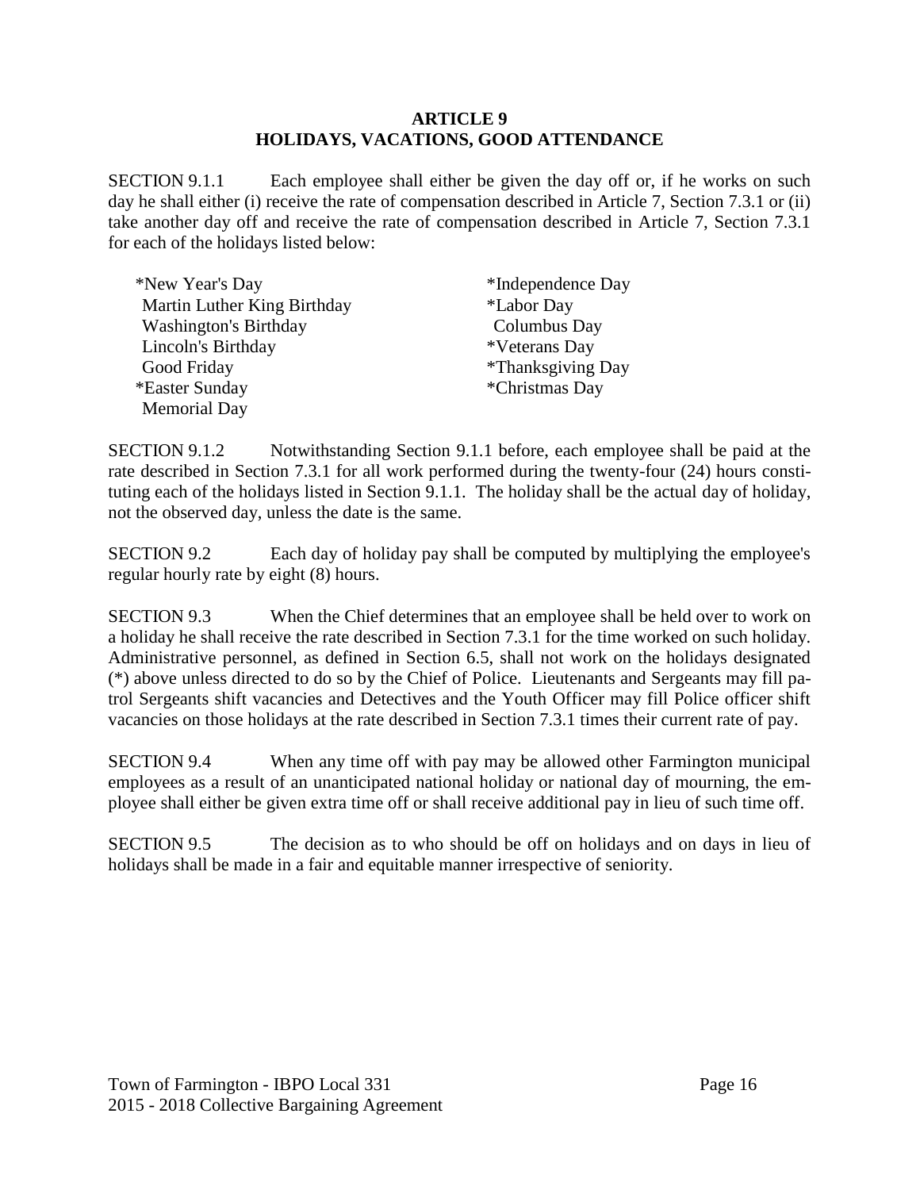# ARTICLE 9
# HOLIDAYS, VACATIONS, GOOD ATTENDANCE

SECTION 9.1.1 Each employee shall either be given the day off or, if he works on such day he shall either (i) receive the rate of compensation described in Article 7, Section 7.3.1 or (ii) take another day off and receive the rate of compensation described in Article 7, Section 7.3.1 for each of the holidays listed below:

*New Year's Day
Martin Luther King Birthday
Washington's Birthday
Lincoln's Birthday
Good Friday
*Easter Sunday
Memorial Day
*Independence Day
*Labor Day
Columbus Day
*Veterans Day
*Thanksgiving Day
*Christmas Day

SECTION 9.1.2 Notwithstanding Section 9.1.1 before, each employee shall be paid at the rate described in Section 7.3.1 for all work performed during the twenty-four (24) hours constituting each of the holidays listed in Section 9.1.1. The holiday shall be the actual day of holiday, not the observed day, unless the date is the same.

SECTION 9.2 Each day of holiday pay shall be computed by multiplying the employee's regular hourly rate by eight (8) hours.

SECTION 9.3 When the Chief determines that an employee shall be held over to work on a holiday he shall receive the rate described in Section 7.3.1 for the time worked on such holiday. Administrative personnel, as defined in Section 6.5, shall not work on the holidays designated (*) above unless directed to do so by the Chief of Police. Lieutenants and Sergeants may fill patrol Sergeants shift vacancies and Detectives and the Youth Officer may fill Police officer shift vacancies on those holidays at the rate described in Section 7.3.1 times their current rate of pay.

SECTION 9.4 When any time off with pay may be allowed other Farmington municipal employees as a result of an unanticipated national holiday or national day of mourning, the employee shall either be given extra time off or shall receive additional pay in lieu of such time off.

SECTION 9.5 The decision as to who should be off on holidays and on days in lieu of holidays shall be made in a fair and equitable manner irrespective of seniority.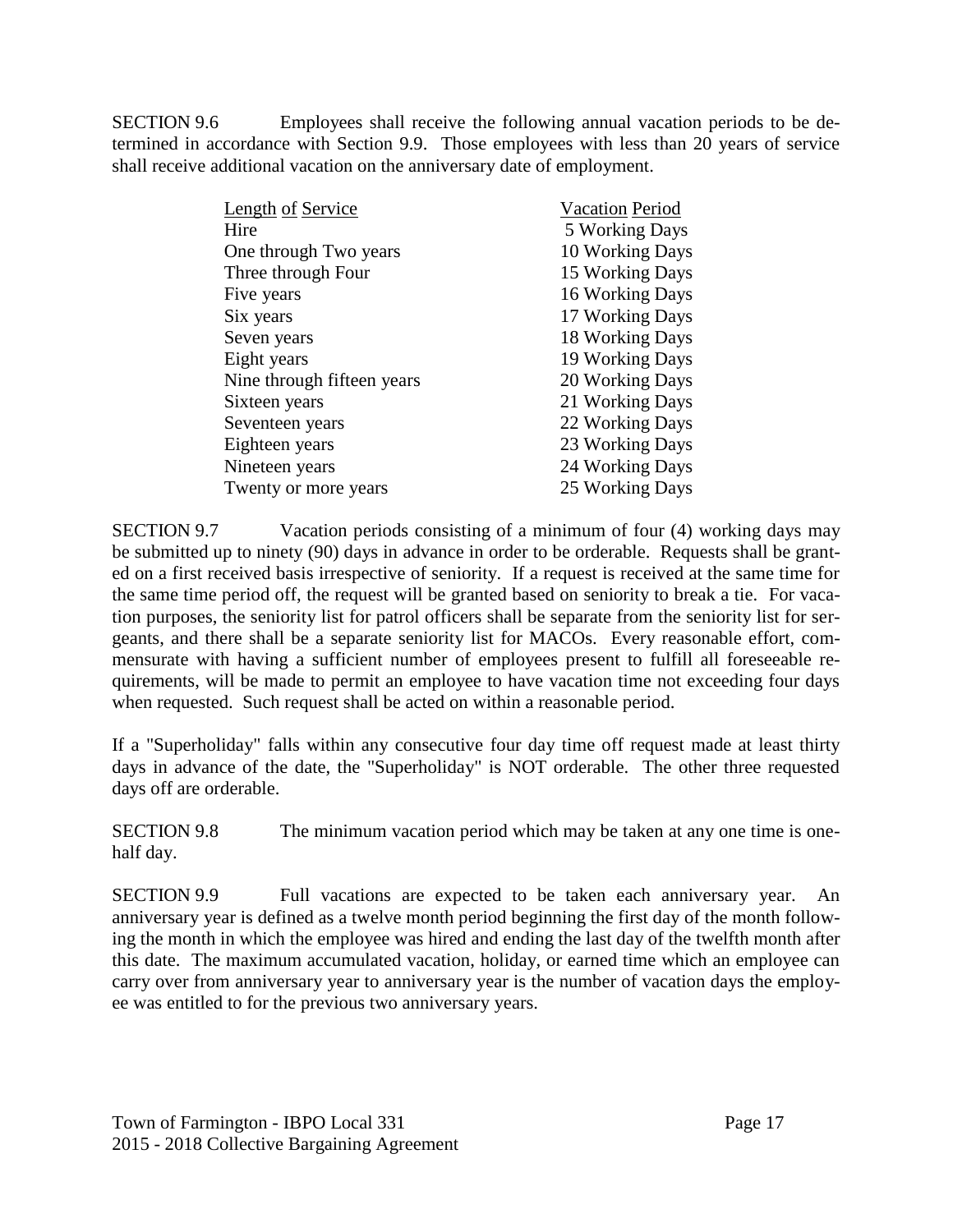SECTION 9.6 Employees shall receive the following annual vacation periods to be determined in accordance with Section 9.9. Those employees with less than 20 years of service shall receive additional vacation on the anniversary date of employment.

| Length of Service | Vacation Period |
|---|---|
| Hire | 5 Working Days |
| One through Two years | 10 Working Days |
| Three through Four | 15 Working Days |
| Five years | 16 Working Days |
| Six years | 17 Working Days |
| Seven years | 18 Working Days |
| Eight years | 19 Working Days |
| Nine through fifteen years | 20 Working Days |
| Sixteen years | 21 Working Days |
| Seventeen years | 22 Working Days |
| Eighteen years | 23 Working Days |
| Nineteen years | 24 Working Days |
| Twenty or more years | 25 Working Days |

SECTION 9.7 Vacation periods consisting of a minimum of four (4) working days may be submitted up to ninety (90) days in advance in order to be orderable. Requests shall be granted on a first received basis irrespective of seniority. If a request is received at the same time for the same time period off, the request will be granted based on seniority to break a tie. For vacation purposes, the seniority list for patrol officers shall be separate from the seniority list for sergeants, and there shall be a separate seniority list for MACOs. Every reasonable effort, commensurate with having a sufficient number of employees present to fulfill all foreseeable requirements, will be made to permit an employee to have vacation time not exceeding four days when requested. Such request shall be acted on within a reasonable period.

If a "Superholiday" falls within any consecutive four day time off request made at least thirty days in advance of the date, the "Superholiday" is NOT orderable. The other three requested days off are orderable.

SECTION 9.8 The minimum vacation period which may be taken at any one time is one-half day.

SECTION 9.9 Full vacations are expected to be taken each anniversary year. An anniversary year is defined as a twelve month period beginning the first day of the month following the month in which the employee was hired and ending the last day of the twelfth month after this date. The maximum accumulated vacation, holiday, or earned time which an employee can carry over from anniversary year to anniversary year is the number of vacation days the employee was entitled to for the previous two anniversary years.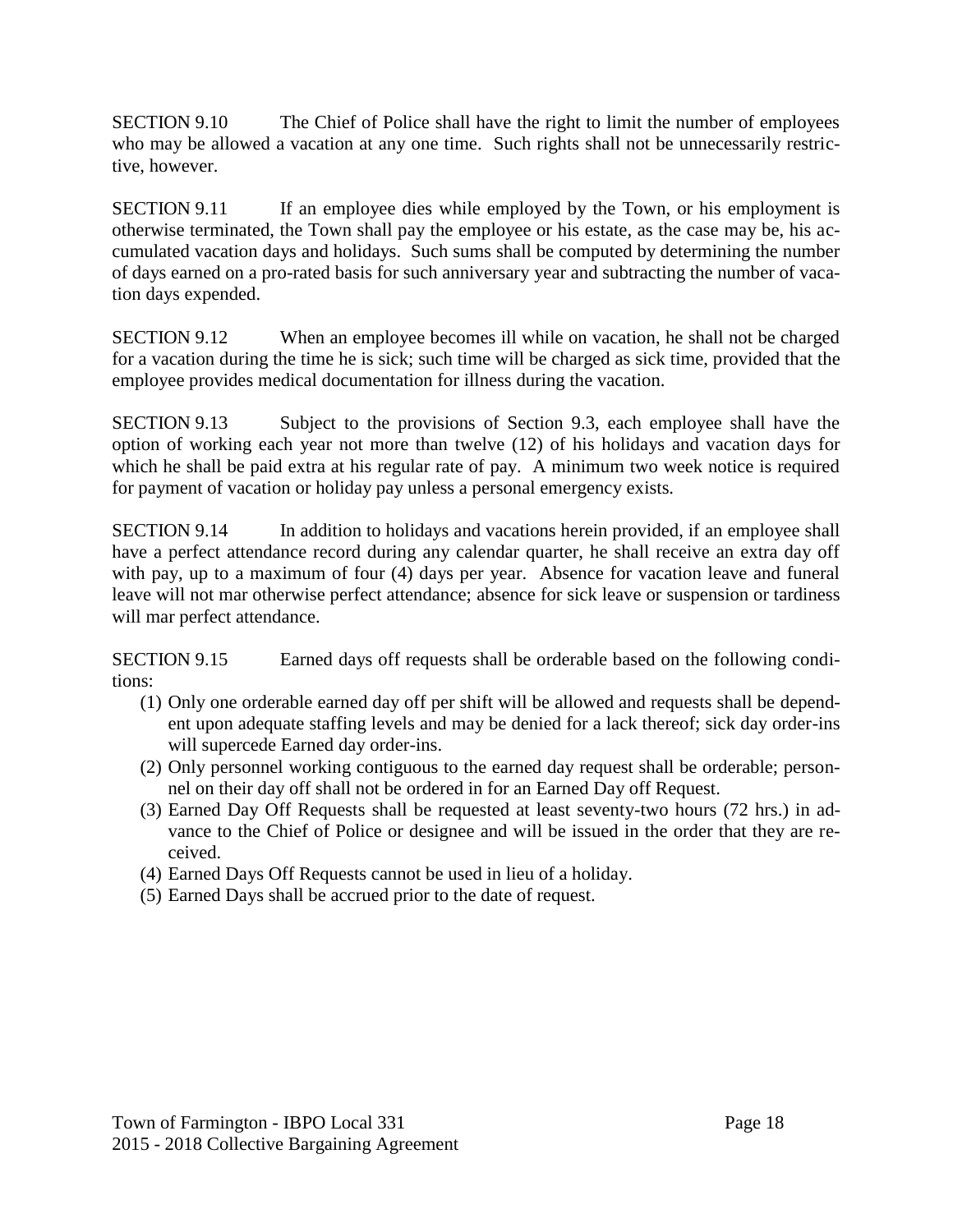SECTION 9.10 The Chief of Police shall have the right to limit the number of employees who may be allowed a vacation at any one time. Such rights shall not be unnecessarily restrictive, however.

SECTION 9.11 If an employee dies while employed by the Town, or his employment is otherwise terminated, the Town shall pay the employee or his estate, as the case may be, his accumulated vacation days and holidays. Such sums shall be computed by determining the number of days earned on a pro-rated basis for such anniversary year and subtracting the number of vacation days expended.

SECTION 9.12 When an employee becomes ill while on vacation, he shall not be charged for a vacation during the time he is sick; such time will be charged as sick time, provided that the employee provides medical documentation for illness during the vacation.

SECTION 9.13 Subject to the provisions of Section 9.3, each employee shall have the option of working each year not more than twelve (12) of his holidays and vacation days for which he shall be paid extra at his regular rate of pay. A minimum two week notice is required for payment of vacation or holiday pay unless a personal emergency exists.

SECTION 9.14 In addition to holidays and vacations herein provided, if an employee shall have a perfect attendance record during any calendar quarter, he shall receive an extra day off with pay, up to a maximum of four (4) days per year. Absence for vacation leave and funeral leave will not mar otherwise perfect attendance; absence for sick leave or suspension or tardiness will mar perfect attendance.

SECTION 9.15 Earned days off requests shall be orderable based on the following conditions:

(1) Only one orderable earned day off per shift will be allowed and requests shall be dependent upon adequate staffing levels and may be denied for a lack thereof; sick day order-ins will supercede Earned day order-ins.
(2) Only personnel working contiguous to the earned day request shall be orderable; personnel on their day off shall not be ordered in for an Earned Day off Request.
(3) Earned Day Off Requests shall be requested at least seventy-two hours (72 hrs.) in advance to the Chief of Police or designee and will be issued in the order that they are received.
(4) Earned Days Off Requests cannot be used in lieu of a holiday.
(5) Earned Days shall be accrued prior to the date of request.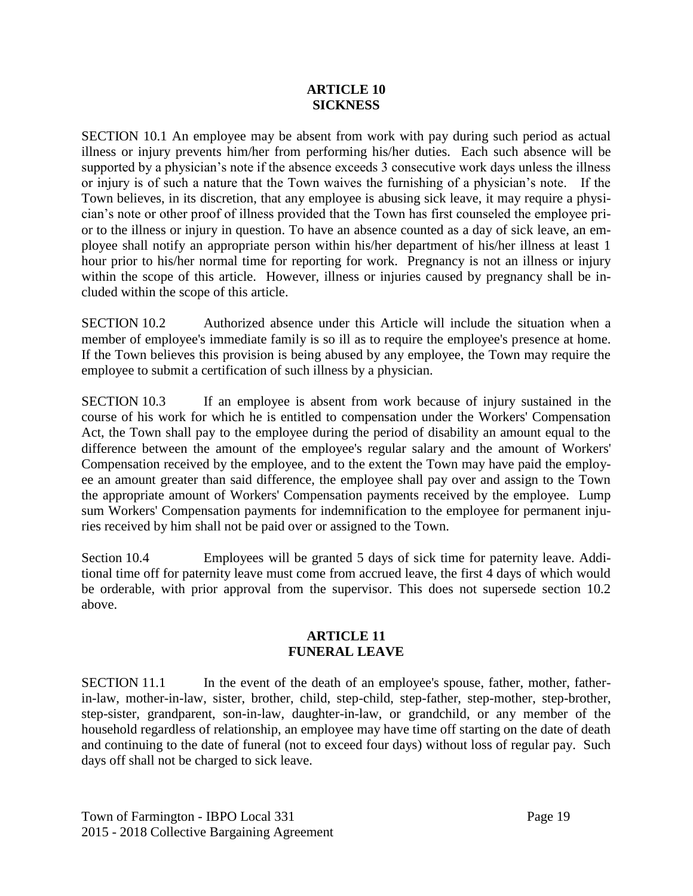## ARTICLE 10
## SICKNESS

SECTION 10.1 An employee may be absent from work with pay during such period as actual illness or injury prevents him/her from performing his/her duties. Each such absence will be supported by a physician's note if the absence exceeds 3 consecutive work days unless the illness or injury is of such a nature that the Town waives the furnishing of a physician's note. If the Town believes, in its discretion, that any employee is abusing sick leave, it may require a physician's note or other proof of illness provided that the Town has first counseled the employee prior to the illness or injury in question. To have an absence counted as a day of sick leave, an employee shall notify an appropriate person within his/her department of his/her illness at least 1 hour prior to his/her normal time for reporting for work. Pregnancy is not an illness or injury within the scope of this article. However, illness or injuries caused by pregnancy shall be included within the scope of this article.

SECTION 10.2 Authorized absence under this Article will include the situation when a member of employee's immediate family is so ill as to require the employee's presence at home. If the Town believes this provision is being abused by any employee, the Town may require the employee to submit a certification of such illness by a physician.

SECTION 10.3 If an employee is absent from work because of injury sustained in the course of his work for which he is entitled to compensation under the Workers' Compensation Act, the Town shall pay to the employee during the period of disability an amount equal to the difference between the amount of the employee's regular salary and the amount of Workers' Compensation received by the employee, and to the extent the Town may have paid the employee an amount greater than said difference, the employee shall pay over and assign to the Town the appropriate amount of Workers' Compensation payments received by the employee. Lump sum Workers' Compensation payments for indemnification to the employee for permanent injuries received by him shall not be paid over or assigned to the Town.

Section 10.4 Employees will be granted 5 days of sick time for paternity leave. Additional time off for paternity leave must come from accrued leave, the first 4 days of which would be orderable, with prior approval from the supervisor. This does not supersede section 10.2 above.

## ARTICLE 11
## FUNERAL LEAVE

SECTION 11.1 In the event of the death of an employee's spouse, father, mother, father-in-law, mother-in-law, sister, brother, child, step-child, step-father, step-mother, step-brother, step-sister, grandparent, son-in-law, daughter-in-law, or grandchild, or any member of the household regardless of relationship, an employee may have time off starting on the date of death and continuing to the date of funeral (not to exceed four days) without loss of regular pay. Such days off shall not be charged to sick leave.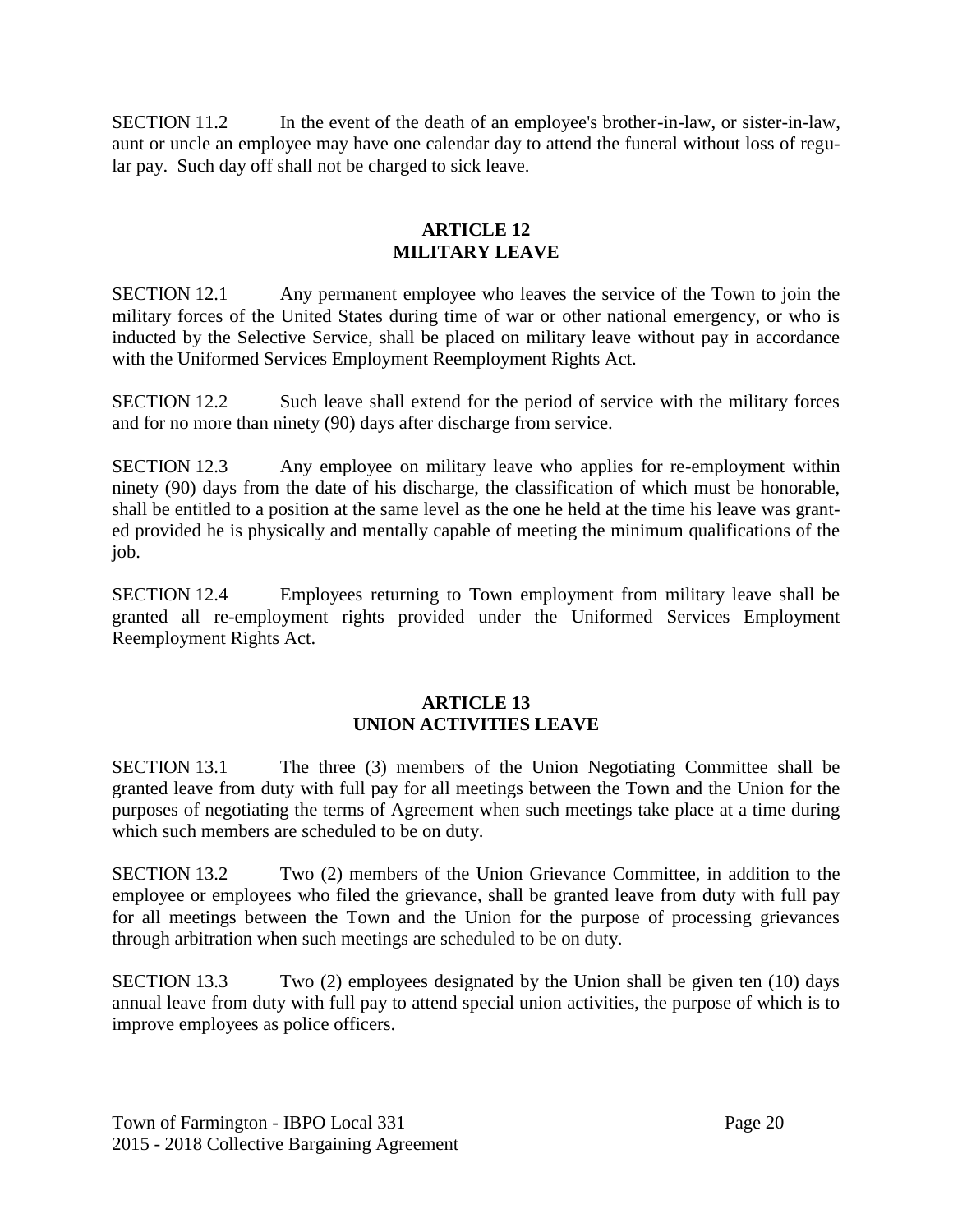SECTION 11.2 In the event of the death of an employee's brother-in-law, or sister-in-law, aunt or uncle an employee may have one calendar day to attend the funeral without loss of regular pay. Such day off shall not be charged to sick leave.

## ARTICLE 12
## MILITARY LEAVE

SECTION 12.1 Any permanent employee who leaves the service of the Town to join the military forces of the United States during time of war or other national emergency, or who is inducted by the Selective Service, shall be placed on military leave without pay in accordance with the Uniformed Services Employment Reemployment Rights Act.

SECTION 12.2 Such leave shall extend for the period of service with the military forces and for no more than ninety (90) days after discharge from service.

SECTION 12.3 Any employee on military leave who applies for re-employment within ninety (90) days from the date of his discharge, the classification of which must be honorable, shall be entitled to a position at the same level as the one he held at the time his leave was granted provided he is physically and mentally capable of meeting the minimum qualifications of the job.

SECTION 12.4 Employees returning to Town employment from military leave shall be granted all re-employment rights provided under the Uniformed Services Employment Reemployment Rights Act.

## ARTICLE 13
## UNION ACTIVITIES LEAVE

SECTION 13.1 The three (3) members of the Union Negotiating Committee shall be granted leave from duty with full pay for all meetings between the Town and the Union for the purposes of negotiating the terms of Agreement when such meetings take place at a time during which such members are scheduled to be on duty.

SECTION 13.2 Two (2) members of the Union Grievance Committee, in addition to the employee or employees who filed the grievance, shall be granted leave from duty with full pay for all meetings between the Town and the Union for the purpose of processing grievances through arbitration when such meetings are scheduled to be on duty.

SECTION 13.3 Two (2) employees designated by the Union shall be given ten (10) days annual leave from duty with full pay to attend special union activities, the purpose of which is to improve employees as police officers.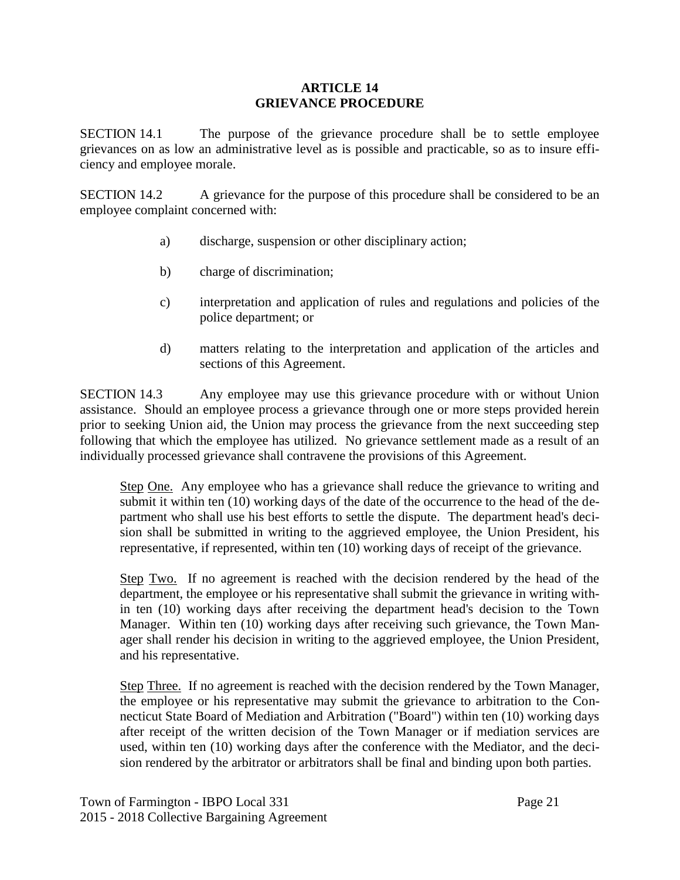# ARTICLE 14
# GRIEVANCE PROCEDURE

SECTION 14.1 The purpose of the grievance procedure shall be to settle employee grievances on as low an administrative level as is possible and practicable, so as to insure efficiency and employee morale.

SECTION 14.2 A grievance for the purpose of this procedure shall be considered to be an employee complaint concerned with:

a) discharge, suspension or other disciplinary action;

b) charge of discrimination;

c) interpretation and application of rules and regulations and policies of the police department; or

d) matters relating to the interpretation and application of the articles and sections of this Agreement.

SECTION 14.3 Any employee may use this grievance procedure with or without Union assistance. Should an employee process a grievance through one or more steps provided herein prior to seeking Union aid, the Union may process the grievance from the next succeeding step following that which the employee has utilized. No grievance settlement made as a result of an individually processed grievance shall contravene the provisions of this Agreement.

Step One. Any employee who has a grievance shall reduce the grievance to writing and submit it within ten (10) working days of the date of the occurrence to the head of the department who shall use his best efforts to settle the dispute. The department head's decision shall be submitted in writing to the aggrieved employee, the Union President, his representative, if represented, within ten (10) working days of receipt of the grievance.

Step Two. If no agreement is reached with the decision rendered by the head of the department, the employee or his representative shall submit the grievance in writing within ten (10) working days after receiving the department head's decision to the Town Manager. Within ten (10) working days after receiving such grievance, the Town Manager shall render his decision in writing to the aggrieved employee, the Union President, and his representative.

Step Three. If no agreement is reached with the decision rendered by the Town Manager, the employee or his representative may submit the grievance to arbitration to the Connecticut State Board of Mediation and Arbitration ("Board") within ten (10) working days after receipt of the written decision of the Town Manager or if mediation services are used, within ten (10) working days after the conference with the Mediator, and the decision rendered by the arbitrator or arbitrators shall be final and binding upon both parties.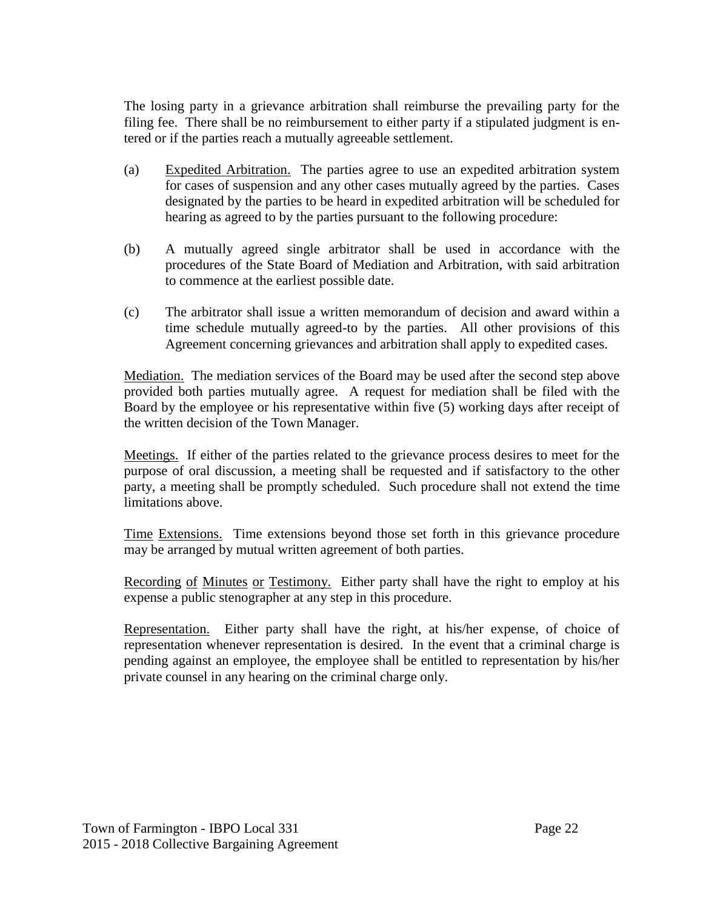The losing party in a grievance arbitration shall reimburse the prevailing party for the filing fee. There shall be no reimbursement to either party if a stipulated judgment is entered or if the parties reach a mutually agreeable settlement.

(a) Expedited Arbitration. The parties agree to use an expedited arbitration system for cases of suspension and any other cases mutually agreed by the parties. Cases designated by the parties to be heard in expedited arbitration will be scheduled for hearing as agreed to by the parties pursuant to the following procedure:

(b) A mutually agreed single arbitrator shall be used in accordance with the procedures of the State Board of Mediation and Arbitration, with said arbitration to commence at the earliest possible date.

(c) The arbitrator shall issue a written memorandum of decision and award within a time schedule mutually agreed-to by the parties. All other provisions of this Agreement concerning grievances and arbitration shall apply to expedited cases.

Mediation. The mediation services of the Board may be used after the second step above provided both parties mutually agree. A request for mediation shall be filed with the Board by the employee or his representative within five (5) working days after receipt of the written decision of the Town Manager.

Meetings. If either of the parties related to the grievance process desires to meet for the purpose of oral discussion, a meeting shall be requested and if satisfactory to the other party, a meeting shall be promptly scheduled. Such procedure shall not extend the time limitations above.

Time Extensions. Time extensions beyond those set forth in this grievance procedure may be arranged by mutual written agreement of both parties.

Recording of Minutes or Testimony. Either party shall have the right to employ at his expense a public stenographer at any step in this procedure.

Representation. Either party shall have the right, at his/her expense, of choice of representation whenever representation is desired. In the event that a criminal charge is pending against an employee, the employee shall be entitled to representation by his/her private counsel in any hearing on the criminal charge only.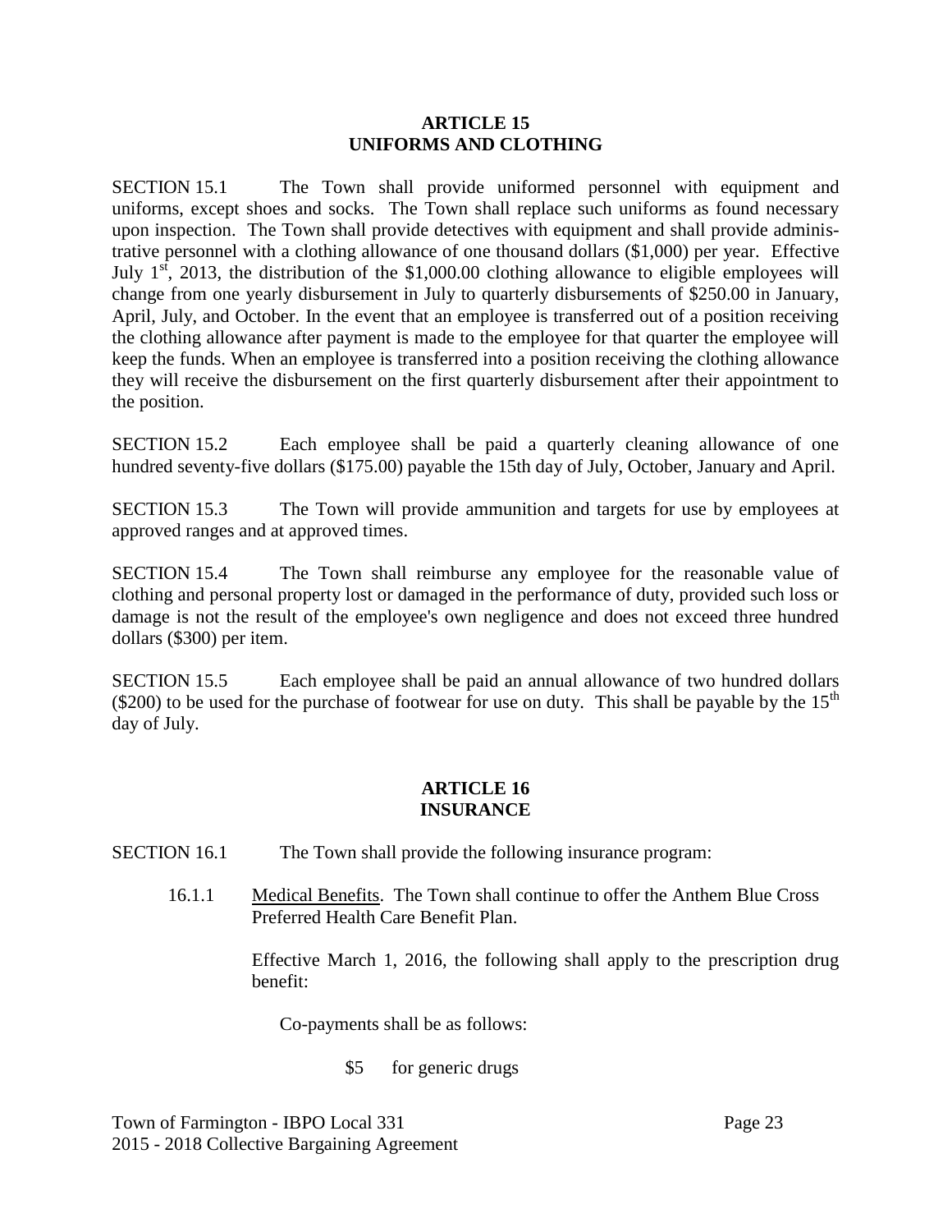## ARTICLE 15
## UNIFORMS AND CLOTHING

SECTION 15.1 The Town shall provide uniformed personnel with equipment and uniforms, except shoes and socks. The Town shall replace such uniforms as found necessary upon inspection. The Town shall provide detectives with equipment and shall provide administrative personnel with a clothing allowance of one thousand dollars ($1,000) per year. Effective July 1st, 2013, the distribution of the $1,000.00 clothing allowance to eligible employees will change from one yearly disbursement in July to quarterly disbursements of $250.00 in January, April, July, and October. In the event that an employee is transferred out of a position receiving the clothing allowance after payment is made to the employee for that quarter the employee will keep the funds. When an employee is transferred into a position receiving the clothing allowance they will receive the disbursement on the first quarterly disbursement after their appointment to the position.

SECTION 15.2 Each employee shall be paid a quarterly cleaning allowance of one hundred seventy-five dollars ($175.00) payable the 15th day of July, October, January and April.

SECTION 15.3 The Town will provide ammunition and targets for use by employees at approved ranges and at approved times.

SECTION 15.4 The Town shall reimburse any employee for the reasonable value of clothing and personal property lost or damaged in the performance of duty, provided such loss or damage is not the result of the employee's own negligence and does not exceed three hundred dollars ($300) per item.

SECTION 15.5 Each employee shall be paid an annual allowance of two hundred dollars ($200) to be used for the purchase of footwear for use on duty. This shall be payable by the 15th day of July.

## ARTICLE 16
## INSURANCE

SECTION 16.1 The Town shall provide the following insurance program:

16.1.1 <u>Medical Benefits</u>. The Town shall continue to offer the Anthem Blue Cross Preferred Health Care Benefit Plan.

Effective March 1, 2016, the following shall apply to the prescription drug benefit:

Co-payments shall be as follows:

$5 for generic drugs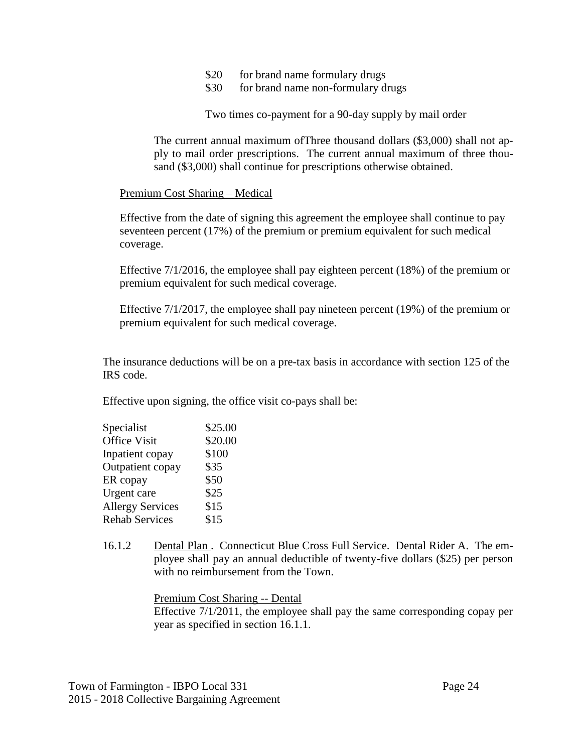$20 for brand name formulary drugs
$30 for brand name non-formulary drugs

Two times co-payment for a 90-day supply by mail order

The current annual maximum ofThree thousand dollars ($3,000) shall not apply to mail order prescriptions. The current annual maximum of three thousand ($3,000) shall continue for prescriptions otherwise obtained.

Premium Cost Sharing – Medical

Effective from the date of signing this agreement the employee shall continue to pay seventeen percent (17%) of the premium or premium equivalent for such medical coverage.

Effective 7/1/2016, the employee shall pay eighteen percent (18%) of the premium or premium equivalent for such medical coverage.

Effective 7/1/2017, the employee shall pay nineteen percent (19%) of the premium or premium equivalent for such medical coverage.

The insurance deductions will be on a pre-tax basis in accordance with section 125 of the IRS code.

Effective upon signing, the office visit co-pays shall be:

| | |
|---|---|
| Specialist | $25.00 |
| Office Visit | $20.00 |
| Inpatient copay | $100 |
| Outpatient copay | $35 |
| ER copay | $50 |
| Urgent care | $25 |
| Allergy Services | $15 |
| Rehab Services | $15 |

16.1.2 Dental Plan . Connecticut Blue Cross Full Service. Dental Rider A. The employee shall pay an annual deductible of twenty-five dollars ($25) per person with no reimbursement from the Town.

Premium Cost Sharing -- Dental
Effective 7/1/2011, the employee shall pay the same corresponding copay per year as specified in section 16.1.1.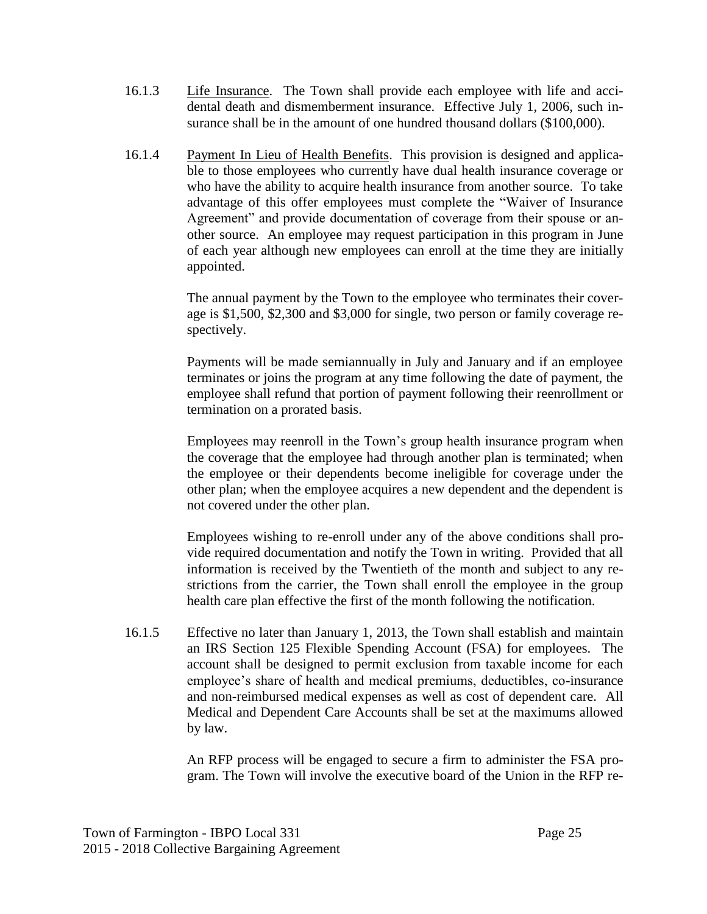16.1.3 Life Insurance. The Town shall provide each employee with life and accidental death and dismemberment insurance. Effective July 1, 2006, such insurance shall be in the amount of one hundred thousand dollars ($100,000).

16.1.4 Payment In Lieu of Health Benefits. This provision is designed and applicable to those employees who currently have dual health insurance coverage or who have the ability to acquire health insurance from another source. To take advantage of this offer employees must complete the "Waiver of Insurance Agreement" and provide documentation of coverage from their spouse or another source. An employee may request participation in this program in June of each year although new employees can enroll at the time they are initially appointed.

The annual payment by the Town to the employee who terminates their coverage is $1,500, $2,300 and $3,000 for single, two person or family coverage respectively.

Payments will be made semiannually in July and January and if an employee terminates or joins the program at any time following the date of payment, the employee shall refund that portion of payment following their reenrollment or termination on a prorated basis.

Employees may reenroll in the Town's group health insurance program when the coverage that the employee had through another plan is terminated; when the employee or their dependents become ineligible for coverage under the other plan; when the employee acquires a new dependent and the dependent is not covered under the other plan.

Employees wishing to re-enroll under any of the above conditions shall provide required documentation and notify the Town in writing. Provided that all information is received by the Twentieth of the month and subject to any restrictions from the carrier, the Town shall enroll the employee in the group health care plan effective the first of the month following the notification.

16.1.5 Effective no later than January 1, 2013, the Town shall establish and maintain an IRS Section 125 Flexible Spending Account (FSA) for employees. The account shall be designed to permit exclusion from taxable income for each employee's share of health and medical premiums, deductibles, co-insurance and non-reimbursed medical expenses as well as cost of dependent care. All Medical and Dependent Care Accounts shall be set at the maximums allowed by law.

An RFP process will be engaged to secure a firm to administer the FSA program. The Town will involve the executive board of the Union in the RFP re-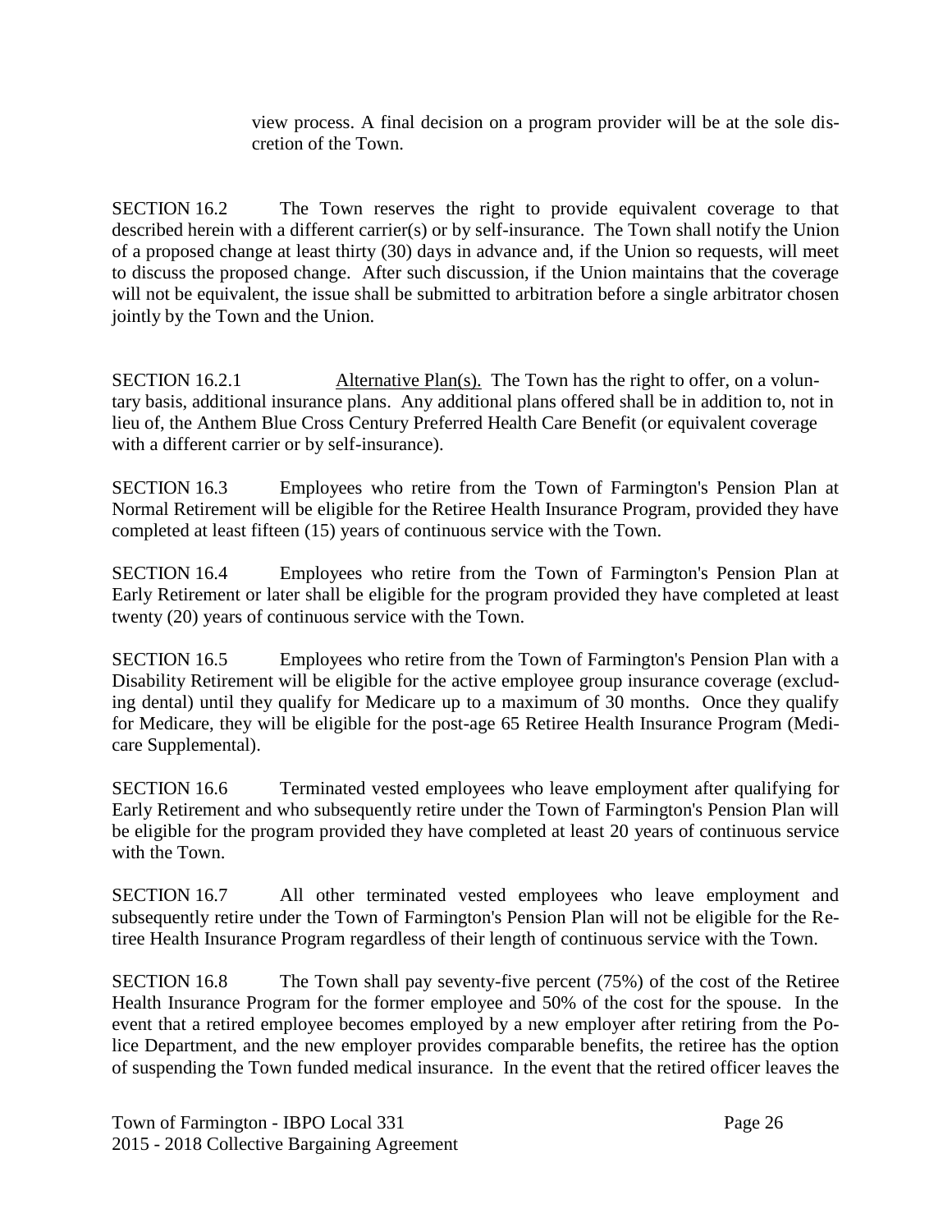view process. A final decision on a program provider will be at the sole discretion of the Town.

SECTION 16.2 The Town reserves the right to provide equivalent coverage to that described herein with a different carrier(s) or by self-insurance. The Town shall notify the Union of a proposed change at least thirty (30) days in advance and, if the Union so requests, will meet to discuss the proposed change. After such discussion, if the Union maintains that the coverage will not be equivalent, the issue shall be submitted to arbitration before a single arbitrator chosen jointly by the Town and the Union.

SECTION 16.2.1 Alternative Plan(s). The Town has the right to offer, on a voluntary basis, additional insurance plans. Any additional plans offered shall be in addition to, not in lieu of, the Anthem Blue Cross Century Preferred Health Care Benefit (or equivalent coverage with a different carrier or by self-insurance).

SECTION 16.3 Employees who retire from the Town of Farmington's Pension Plan at Normal Retirement will be eligible for the Retiree Health Insurance Program, provided they have completed at least fifteen (15) years of continuous service with the Town.

SECTION 16.4 Employees who retire from the Town of Farmington's Pension Plan at Early Retirement or later shall be eligible for the program provided they have completed at least twenty (20) years of continuous service with the Town.

SECTION 16.5 Employees who retire from the Town of Farmington's Pension Plan with a Disability Retirement will be eligible for the active employee group insurance coverage (excluding dental) until they qualify for Medicare up to a maximum of 30 months. Once they qualify for Medicare, they will be eligible for the post-age 65 Retiree Health Insurance Program (Medicare Supplemental).

SECTION 16.6 Terminated vested employees who leave employment after qualifying for Early Retirement and who subsequently retire under the Town of Farmington's Pension Plan will be eligible for the program provided they have completed at least 20 years of continuous service with the Town.

SECTION 16.7 All other terminated vested employees who leave employment and subsequently retire under the Town of Farmington's Pension Plan will not be eligible for the Retiree Health Insurance Program regardless of their length of continuous service with the Town.

SECTION 16.8 The Town shall pay seventy-five percent (75%) of the cost of the Retiree Health Insurance Program for the former employee and 50% of the cost for the spouse. In the event that a retired employee becomes employed by a new employer after retiring from the Police Department, and the new employer provides comparable benefits, the retiree has the option of suspending the Town funded medical insurance. In the event that the retired officer leaves the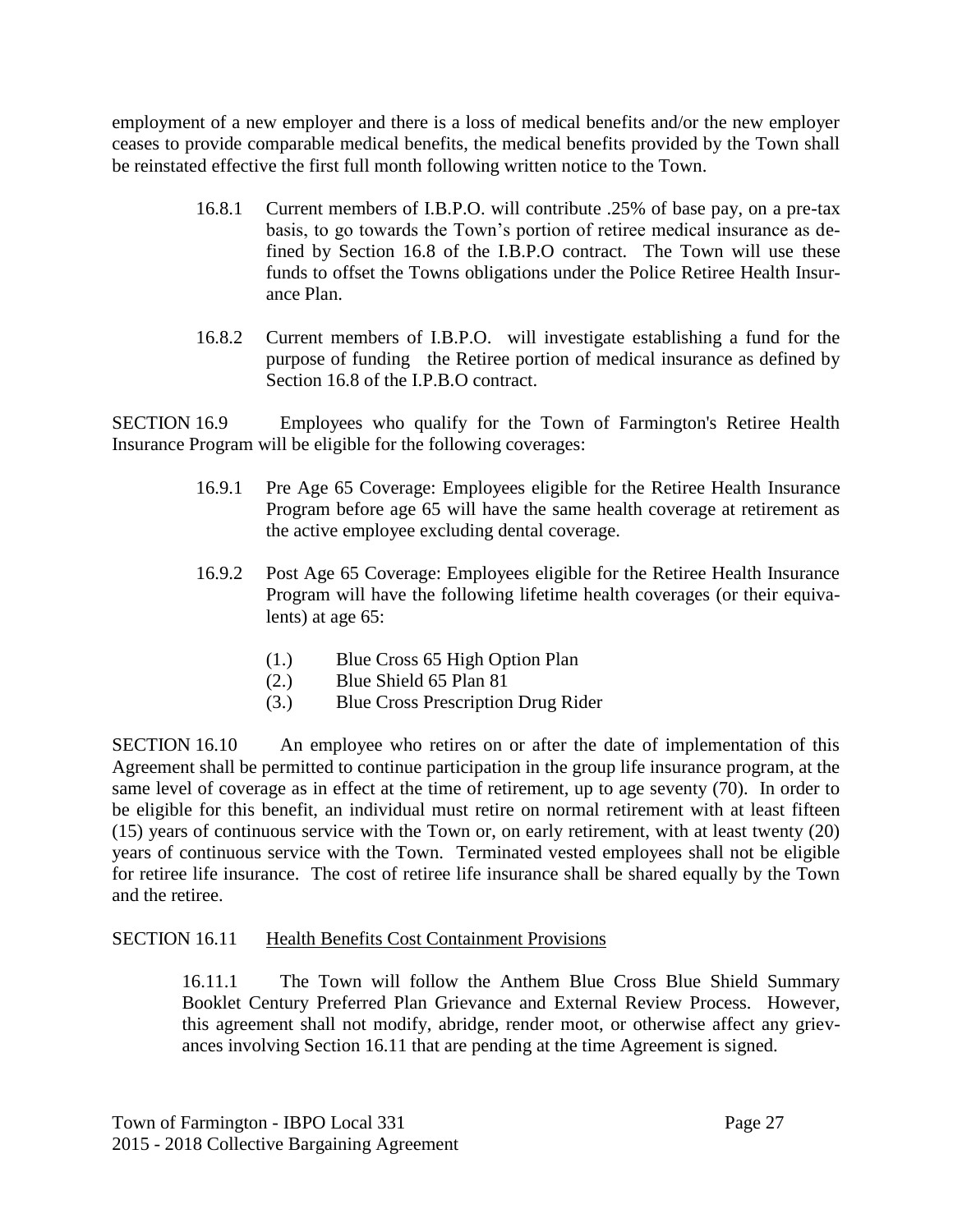employment of a new employer and there is a loss of medical benefits and/or the new employer ceases to provide comparable medical benefits, the medical benefits provided by the Town shall be reinstated effective the first full month following written notice to the Town.

> 16.8.1 Current members of I.B.P.O. will contribute .25% of base pay, on a pre-tax basis, to go towards the Town's portion of retiree medical insurance as defined by Section 16.8 of the I.B.P.O contract. The Town will use these funds to offset the Towns obligations under the Police Retiree Health Insurance Plan.
>
> 16.8.2 Current members of I.B.P.O. will investigate establishing a fund for the purpose of funding the Retiree portion of medical insurance as defined by Section 16.8 of the I.P.B.O contract.

SECTION 16.9 Employees who qualify for the Town of Farmington's Retiree Health Insurance Program will be eligible for the following coverages:

> 16.9.1 Pre Age 65 Coverage: Employees eligible for the Retiree Health Insurance Program before age 65 will have the same health coverage at retirement as the active employee excluding dental coverage.
>
> 16.9.2 Post Age 65 Coverage: Employees eligible for the Retiree Health Insurance Program will have the following lifetime health coverages (or their equivalents) at age 65:
>
> (1.) Blue Cross 65 High Option Plan
> (2.) Blue Shield 65 Plan 81
> (3.) Blue Cross Prescription Drug Rider

SECTION 16.10 An employee who retires on or after the date of implementation of this Agreement shall be permitted to continue participation in the group life insurance program, at the same level of coverage as in effect at the time of retirement, up to age seventy (70). In order to be eligible for this benefit, an individual must retire on normal retirement with at least fifteen (15) years of continuous service with the Town or, on early retirement, with at least twenty (20) years of continuous service with the Town. Terminated vested employees shall not be eligible for retiree life insurance. The cost of retiree life insurance shall be shared equally by the Town and the retiree.

SECTION 16.11 <u>Health Benefits Cost Containment Provisions</u>

> 16.11.1 The Town will follow the Anthem Blue Cross Blue Shield Summary Booklet Century Preferred Plan Grievance and External Review Process. However, this agreement shall not modify, abridge, render moot, or otherwise affect any grievances involving Section 16.11 that are pending at the time Agreement is signed.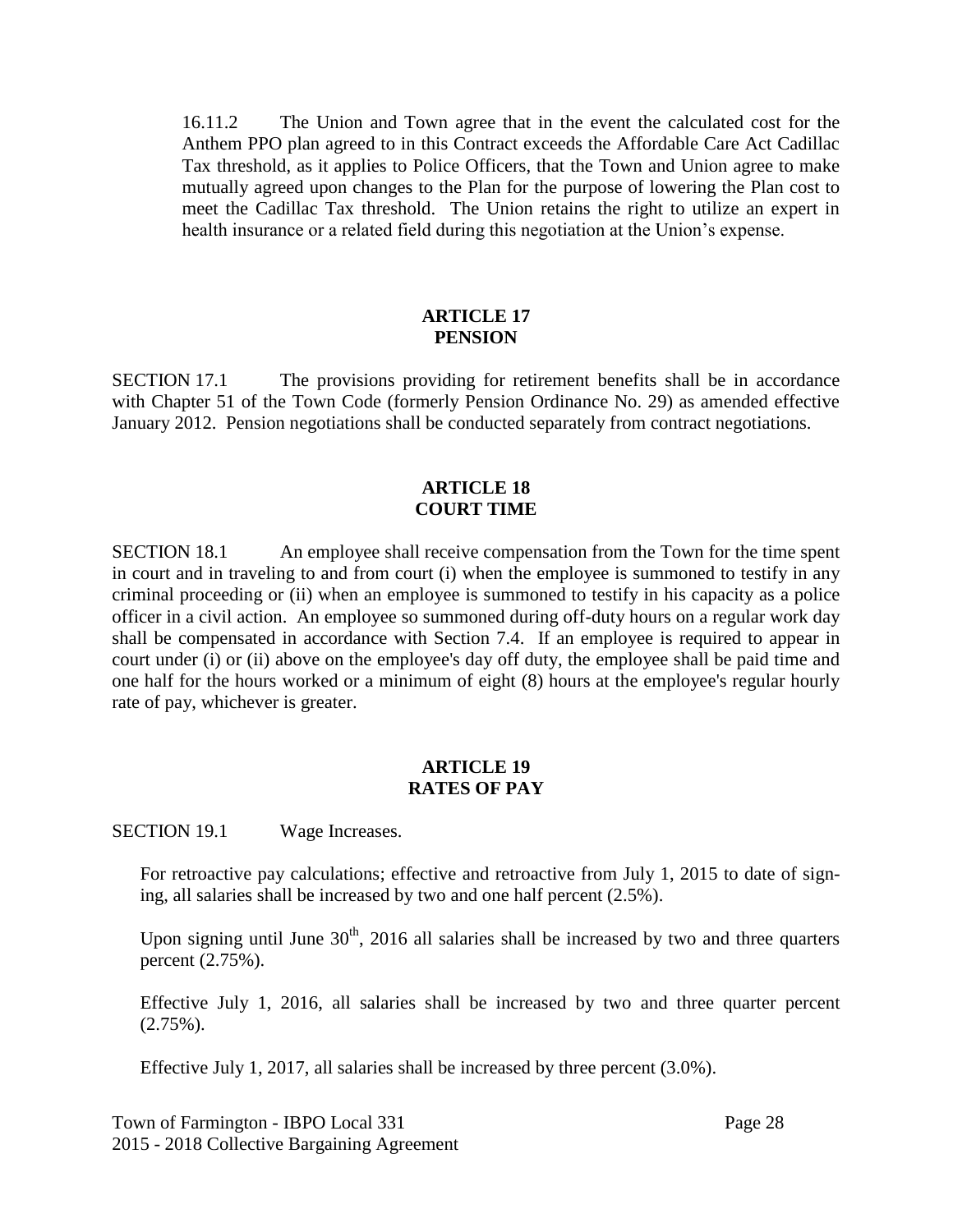16.11.2 The Union and Town agree that in the event the calculated cost for the Anthem PPO plan agreed to in this Contract exceeds the Affordable Care Act Cadillac Tax threshold, as it applies to Police Officers, that the Town and Union agree to make mutually agreed upon changes to the Plan for the purpose of lowering the Plan cost to meet the Cadillac Tax threshold. The Union retains the right to utilize an expert in health insurance or a related field during this negotiation at the Union's expense.

## ARTICLE 17
## PENSION

SECTION 17.1 The provisions providing for retirement benefits shall be in accordance with Chapter 51 of the Town Code (formerly Pension Ordinance No. 29) as amended effective January 2012. Pension negotiations shall be conducted separately from contract negotiations.

## ARTICLE 18
## COURT TIME

SECTION 18.1 An employee shall receive compensation from the Town for the time spent in court and in traveling to and from court (i) when the employee is summoned to testify in any criminal proceeding or (ii) when an employee is summoned to testify in his capacity as a police officer in a civil action. An employee so summoned during off-duty hours on a regular work day shall be compensated in accordance with Section 7.4. If an employee is required to appear in court under (i) or (ii) above on the employee's day off duty, the employee shall be paid time and one half for the hours worked or a minimum of eight (8) hours at the employee's regular hourly rate of pay, whichever is greater.

## ARTICLE 19
## RATES OF PAY

SECTION 19.1 Wage Increases.

For retroactive pay calculations; effective and retroactive from July 1, 2015 to date of signing, all salaries shall be increased by two and one half percent (2.5%).

Upon signing until June 30th, 2016 all salaries shall be increased by two and three quarters percent (2.75%).

Effective July 1, 2016, all salaries shall be increased by two and three quarter percent (2.75%).

Effective July 1, 2017, all salaries shall be increased by three percent (3.0%).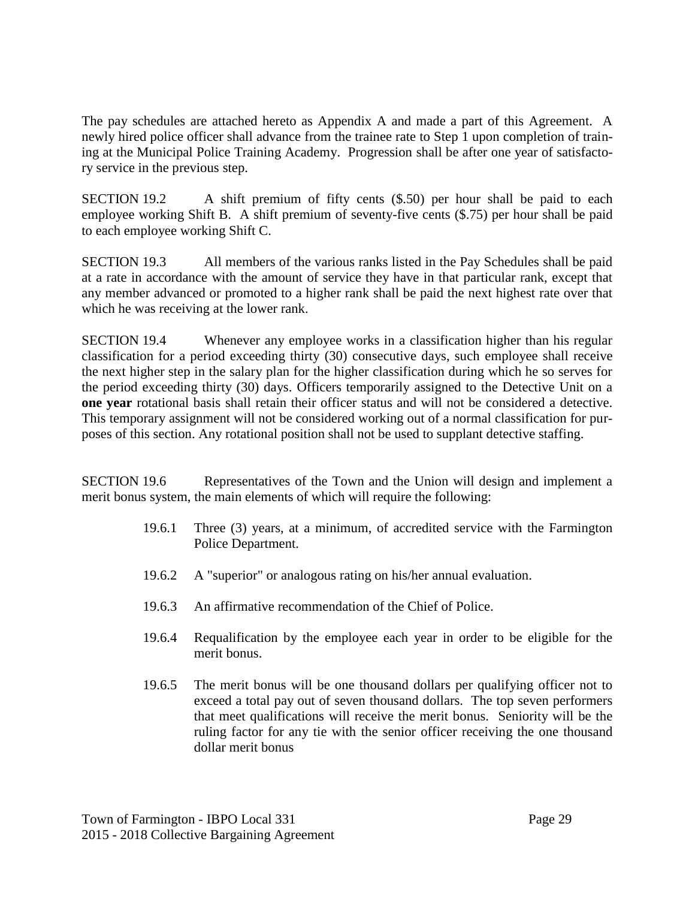The pay schedules are attached hereto as Appendix A and made a part of this Agreement. A newly hired police officer shall advance from the trainee rate to Step 1 upon completion of training at the Municipal Police Training Academy. Progression shall be after one year of satisfactory service in the previous step.

SECTION 19.2 A shift premium of fifty cents ($.50) per hour shall be paid to each employee working Shift B. A shift premium of seventy-five cents ($.75) per hour shall be paid to each employee working Shift C.

SECTION 19.3 All members of the various ranks listed in the Pay Schedules shall be paid at a rate in accordance with the amount of service they have in that particular rank, except that any member advanced or promoted to a higher rank shall be paid the next highest rate over that which he was receiving at the lower rank.

SECTION 19.4 Whenever any employee works in a classification higher than his regular classification for a period exceeding thirty (30) consecutive days, such employee shall receive the next higher step in the salary plan for the higher classification during which he so serves for the period exceeding thirty (30) days. Officers temporarily assigned to the Detective Unit on a **one year** rotational basis shall retain their officer status and will not be considered a detective. This temporary assignment will not be considered working out of a normal classification for purposes of this section. Any rotational position shall not be used to supplant detective staffing.

SECTION 19.6 Representatives of the Town and the Union will design and implement a merit bonus system, the main elements of which will require the following:

19.6.1 Three (3) years, at a minimum, of accredited service with the Farmington Police Department.

19.6.2 A "superior" or analogous rating on his/her annual evaluation.

19.6.3 An affirmative recommendation of the Chief of Police.

19.6.4 Requalification by the employee each year in order to be eligible for the merit bonus.

19.6.5 The merit bonus will be one thousand dollars per qualifying officer not to exceed a total pay out of seven thousand dollars. The top seven performers that meet qualifications will receive the merit bonus. Seniority will be the ruling factor for any tie with the senior officer receiving the one thousand dollar merit bonus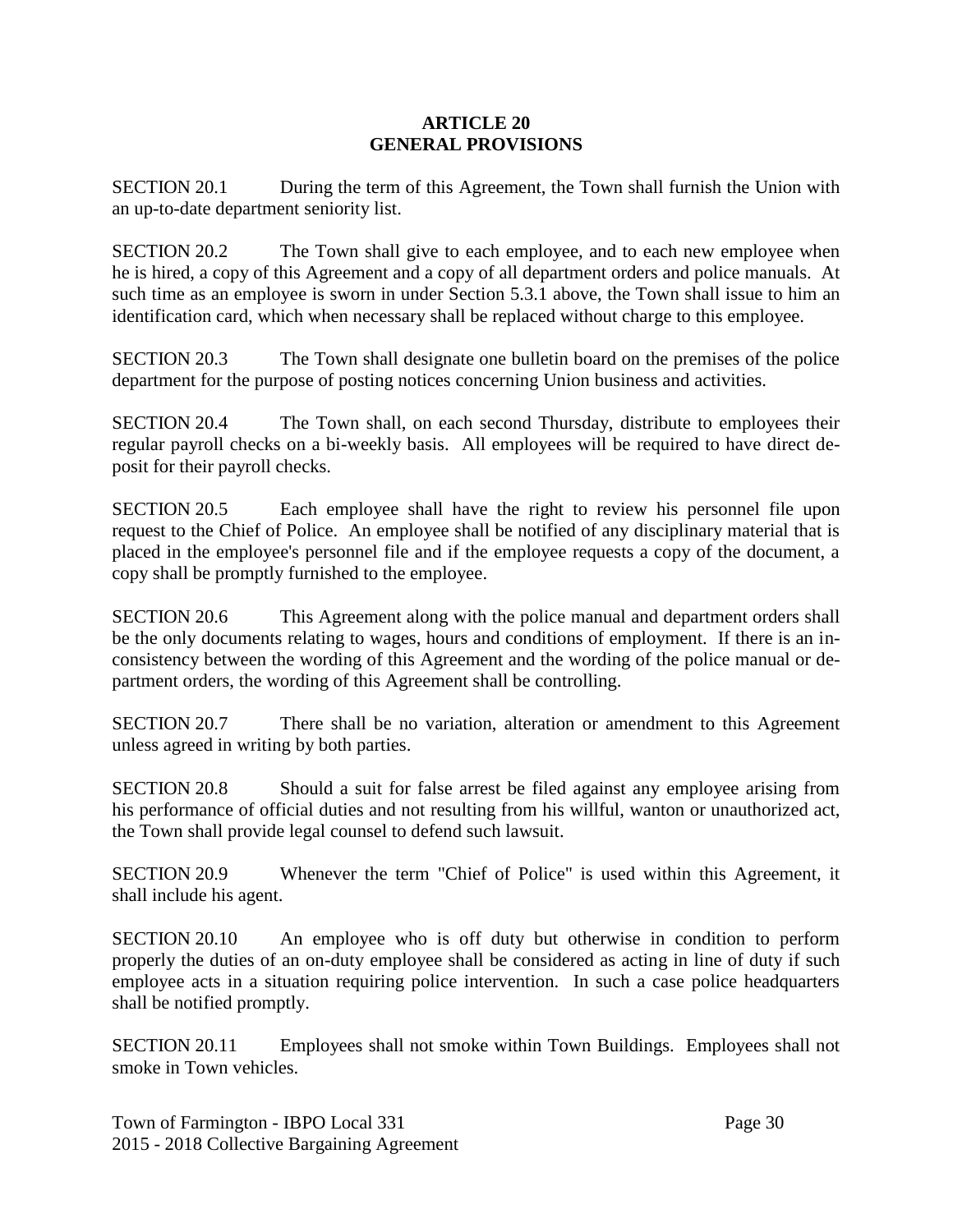# ARTICLE 20
# GENERAL PROVISIONS

SECTION 20.1 During the term of this Agreement, the Town shall furnish the Union with an up-to-date department seniority list.

SECTION 20.2 The Town shall give to each employee, and to each new employee when he is hired, a copy of this Agreement and a copy of all department orders and police manuals. At such time as an employee is sworn in under Section 5.3.1 above, the Town shall issue to him an identification card, which when necessary shall be replaced without charge to this employee.

SECTION 20.3 The Town shall designate one bulletin board on the premises of the police department for the purpose of posting notices concerning Union business and activities.

SECTION 20.4 The Town shall, on each second Thursday, distribute to employees their regular payroll checks on a bi-weekly basis. All employees will be required to have direct deposit for their payroll checks.

SECTION 20.5 Each employee shall have the right to review his personnel file upon request to the Chief of Police. An employee shall be notified of any disciplinary material that is placed in the employee's personnel file and if the employee requests a copy of the document, a copy shall be promptly furnished to the employee.

SECTION 20.6 This Agreement along with the police manual and department orders shall be the only documents relating to wages, hours and conditions of employment. If there is an inconsistency between the wording of this Agreement and the wording of the police manual or department orders, the wording of this Agreement shall be controlling.

SECTION 20.7 There shall be no variation, alteration or amendment to this Agreement unless agreed in writing by both parties.

SECTION 20.8 Should a suit for false arrest be filed against any employee arising from his performance of official duties and not resulting from his willful, wanton or unauthorized act, the Town shall provide legal counsel to defend such lawsuit.

SECTION 20.9 Whenever the term "Chief of Police" is used within this Agreement, it shall include his agent.

SECTION 20.10 An employee who is off duty but otherwise in condition to perform properly the duties of an on-duty employee shall be considered as acting in line of duty if such employee acts in a situation requiring police intervention. In such a case police headquarters shall be notified promptly.

SECTION 20.11 Employees shall not smoke within Town Buildings. Employees shall not smoke in Town vehicles.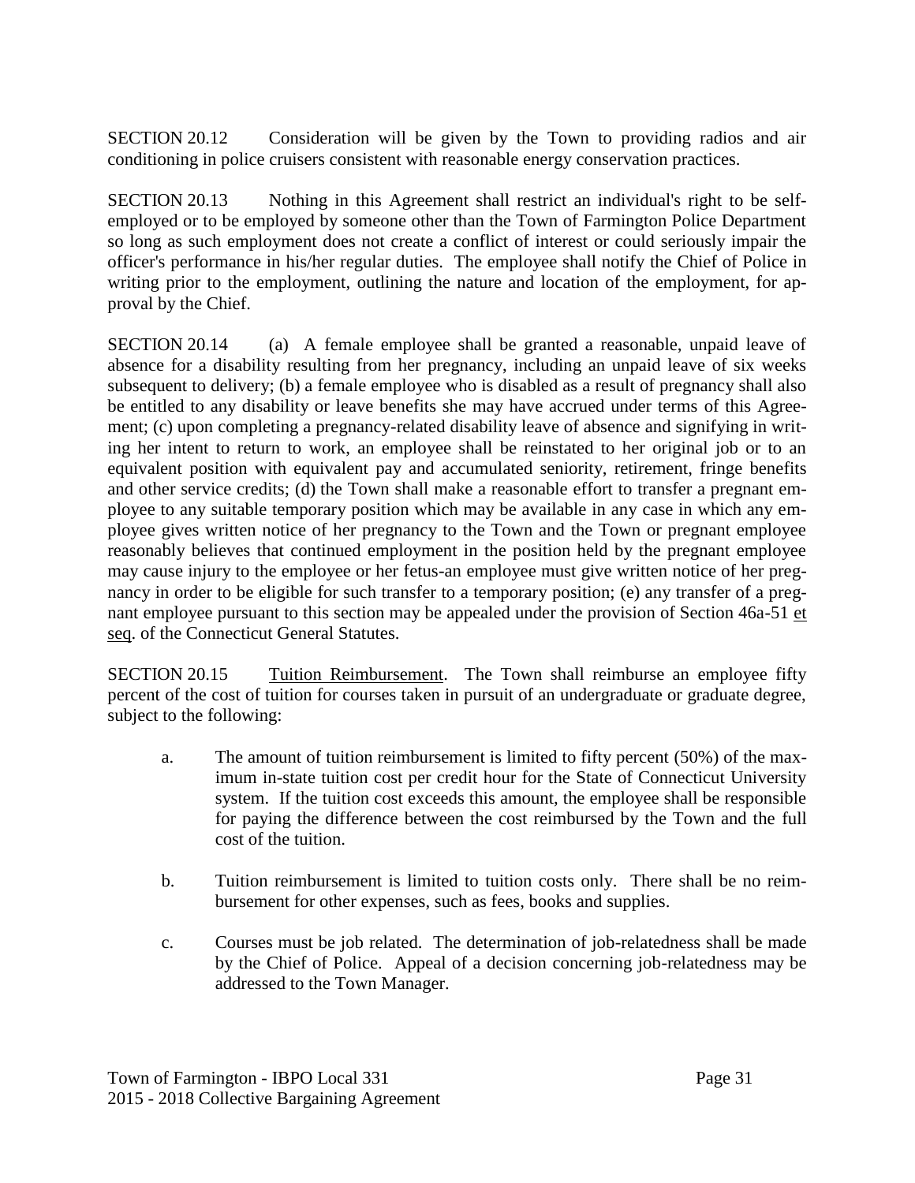SECTION 20.12 Consideration will be given by the Town to providing radios and air conditioning in police cruisers consistent with reasonable energy conservation practices.

SECTION 20.13 Nothing in this Agreement shall restrict an individual's right to be self-employed or to be employed by someone other than the Town of Farmington Police Department so long as such employment does not create a conflict of interest or could seriously impair the officer's performance in his/her regular duties. The employee shall notify the Chief of Police in writing prior to the employment, outlining the nature and location of the employment, for approval by the Chief.

SECTION 20.14 (a) A female employee shall be granted a reasonable, unpaid leave of absence for a disability resulting from her pregnancy, including an unpaid leave of six weeks subsequent to delivery; (b) a female employee who is disabled as a result of pregnancy shall also be entitled to any disability or leave benefits she may have accrued under terms of this Agreement; (c) upon completing a pregnancy-related disability leave of absence and signifying in writing her intent to return to work, an employee shall be reinstated to her original job or to an equivalent position with equivalent pay and accumulated seniority, retirement, fringe benefits and other service credits; (d) the Town shall make a reasonable effort to transfer a pregnant employee to any suitable temporary position which may be available in any case in which any employee gives written notice of her pregnancy to the Town and the Town or pregnant employee reasonably believes that continued employment in the position held by the pregnant employee may cause injury to the employee or her fetus-an employee must give written notice of her pregnancy in order to be eligible for such transfer to a temporary position; (e) any transfer of a pregnant employee pursuant to this section may be appealed under the provision of Section 46a-51 et seq. of the Connecticut General Statutes.

SECTION 20.15 Tuition Reimbursement. The Town shall reimburse an employee fifty percent of the cost of tuition for courses taken in pursuit of an undergraduate or graduate degree, subject to the following:

a. The amount of tuition reimbursement is limited to fifty percent (50%) of the maximum in-state tuition cost per credit hour for the State of Connecticut University system. If the tuition cost exceeds this amount, the employee shall be responsible for paying the difference between the cost reimbursed by the Town and the full cost of the tuition.

b. Tuition reimbursement is limited to tuition costs only. There shall be no reimbursement for other expenses, such as fees, books and supplies.

c. Courses must be job related. The determination of job-relatedness shall be made by the Chief of Police. Appeal of a decision concerning job-relatedness may be addressed to the Town Manager.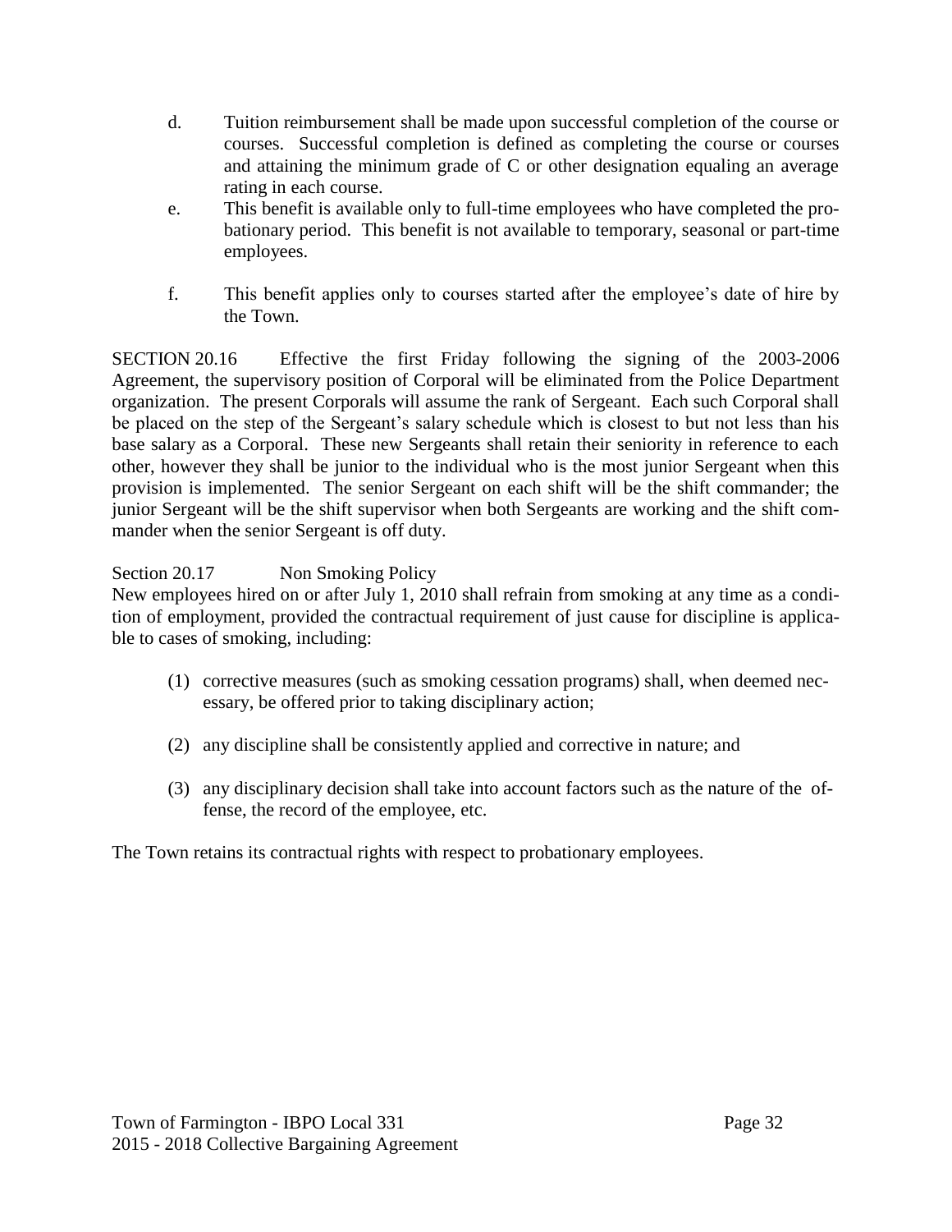d. Tuition reimbursement shall be made upon successful completion of the course or courses. Successful completion is defined as completing the course or courses and attaining the minimum grade of C or other designation equaling an average rating in each course.

e. This benefit is available only to full-time employees who have completed the probationary period. This benefit is not available to temporary, seasonal or part-time employees.

f. This benefit applies only to courses started after the employee's date of hire by the Town.

SECTION 20.16 Effective the first Friday following the signing of the 2003-2006 Agreement, the supervisory position of Corporal will be eliminated from the Police Department organization. The present Corporals will assume the rank of Sergeant. Each such Corporal shall be placed on the step of the Sergeant's salary schedule which is closest to but not less than his base salary as a Corporal. These new Sergeants shall retain their seniority in reference to each other, however they shall be junior to the individual who is the most junior Sergeant when this provision is implemented. The senior Sergeant on each shift will be the shift commander; the junior Sergeant will be the shift supervisor when both Sergeants are working and the shift commander when the senior Sergeant is off duty.

Section 20.17 Non Smoking Policy

New employees hired on or after July 1, 2010 shall refrain from smoking at any time as a condition of employment, provided the contractual requirement of just cause for discipline is applicable to cases of smoking, including:

(1) corrective measures (such as smoking cessation programs) shall, when deemed necessary, be offered prior to taking disciplinary action;

(2) any discipline shall be consistently applied and corrective in nature; and

(3) any disciplinary decision shall take into account factors such as the nature of the offense, the record of the employee, etc.

The Town retains its contractual rights with respect to probationary employees.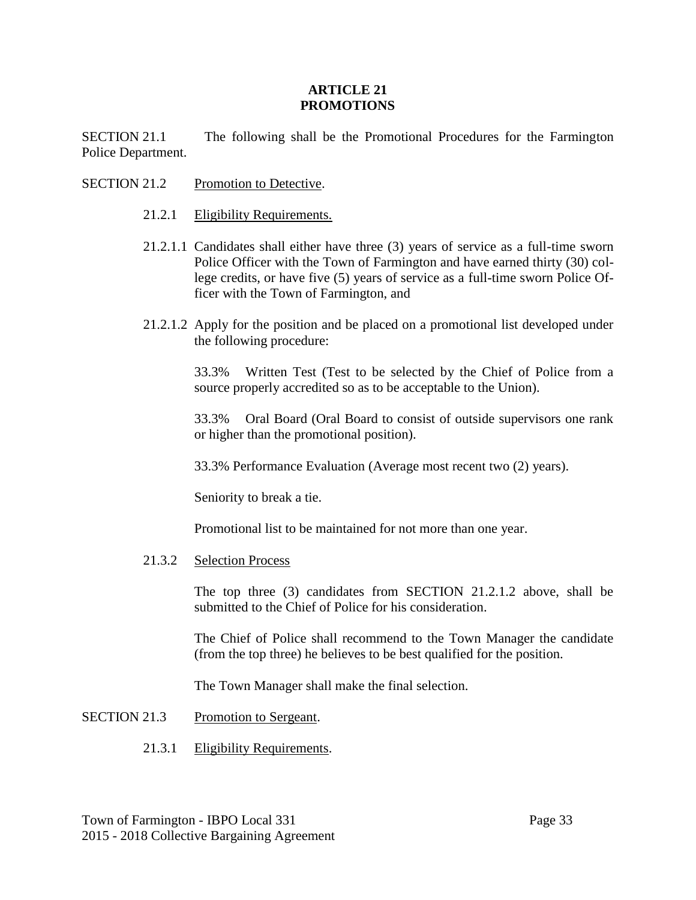## ARTICLE 21
## PROMOTIONS

SECTION 21.1 The following shall be the Promotional Procedures for the Farmington Police Department.

SECTION 21.2 Promotion to Detective.

21.2.1 Eligibility Requirements.

21.2.1.1 Candidates shall either have three (3) years of service as a full-time sworn Police Officer with the Town of Farmington and have earned thirty (30) college credits, or have five (5) years of service as a full-time sworn Police Officer with the Town of Farmington, and

21.2.1.2 Apply for the position and be placed on a promotional list developed under the following procedure:

33.3% Written Test (Test to be selected by the Chief of Police from a source properly accredited so as to be acceptable to the Union).

33.3% Oral Board (Oral Board to consist of outside supervisors one rank or higher than the promotional position).

33.3% Performance Evaluation (Average most recent two (2) years).

Seniority to break a tie.

Promotional list to be maintained for not more than one year.

21.3.2 Selection Process

The top three (3) candidates from SECTION 21.2.1.2 above, shall be submitted to the Chief of Police for his consideration.

The Chief of Police shall recommend to the Town Manager the candidate (from the top three) he believes to be best qualified for the position.

The Town Manager shall make the final selection.

SECTION 21.3 Promotion to Sergeant.

21.3.1 Eligibility Requirements.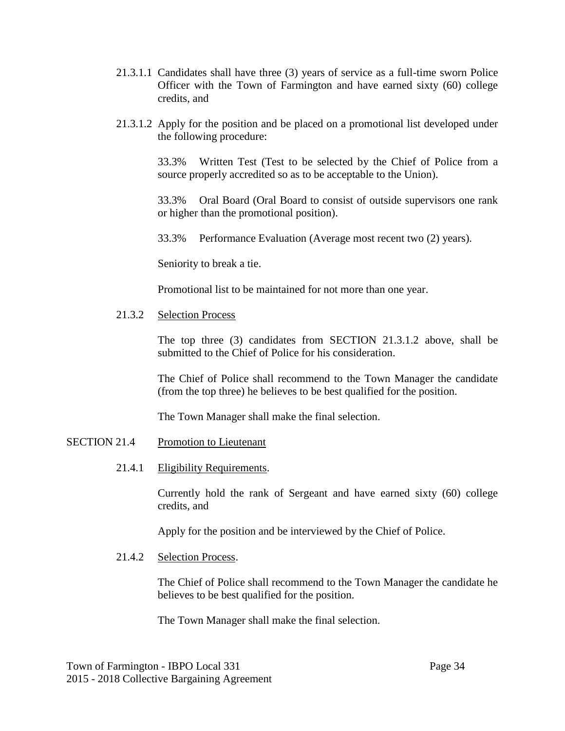21.3.1.1 Candidates shall have three (3) years of service as a full-time sworn Police Officer with the Town of Farmington and have earned sixty (60) college credits, and

21.3.1.2 Apply for the position and be placed on a promotional list developed under the following procedure:

33.3% Written Test (Test to be selected by the Chief of Police from a source properly accredited so as to be acceptable to the Union).

33.3% Oral Board (Oral Board to consist of outside supervisors one rank or higher than the promotional position).

33.3% Performance Evaluation (Average most recent two (2) years).

Seniority to break a tie.

Promotional list to be maintained for not more than one year.

21.3.2 Selection Process

The top three (3) candidates from SECTION 21.3.1.2 above, shall be submitted to the Chief of Police for his consideration.

The Chief of Police shall recommend to the Town Manager the candidate (from the top three) he believes to be best qualified for the position.

The Town Manager shall make the final selection.

SECTION 21.4 Promotion to Lieutenant

21.4.1 Eligibility Requirements.

Currently hold the rank of Sergeant and have earned sixty (60) college credits, and

Apply for the position and be interviewed by the Chief of Police.

21.4.2 Selection Process.

The Chief of Police shall recommend to the Town Manager the candidate he believes to be best qualified for the position.

The Town Manager shall make the final selection.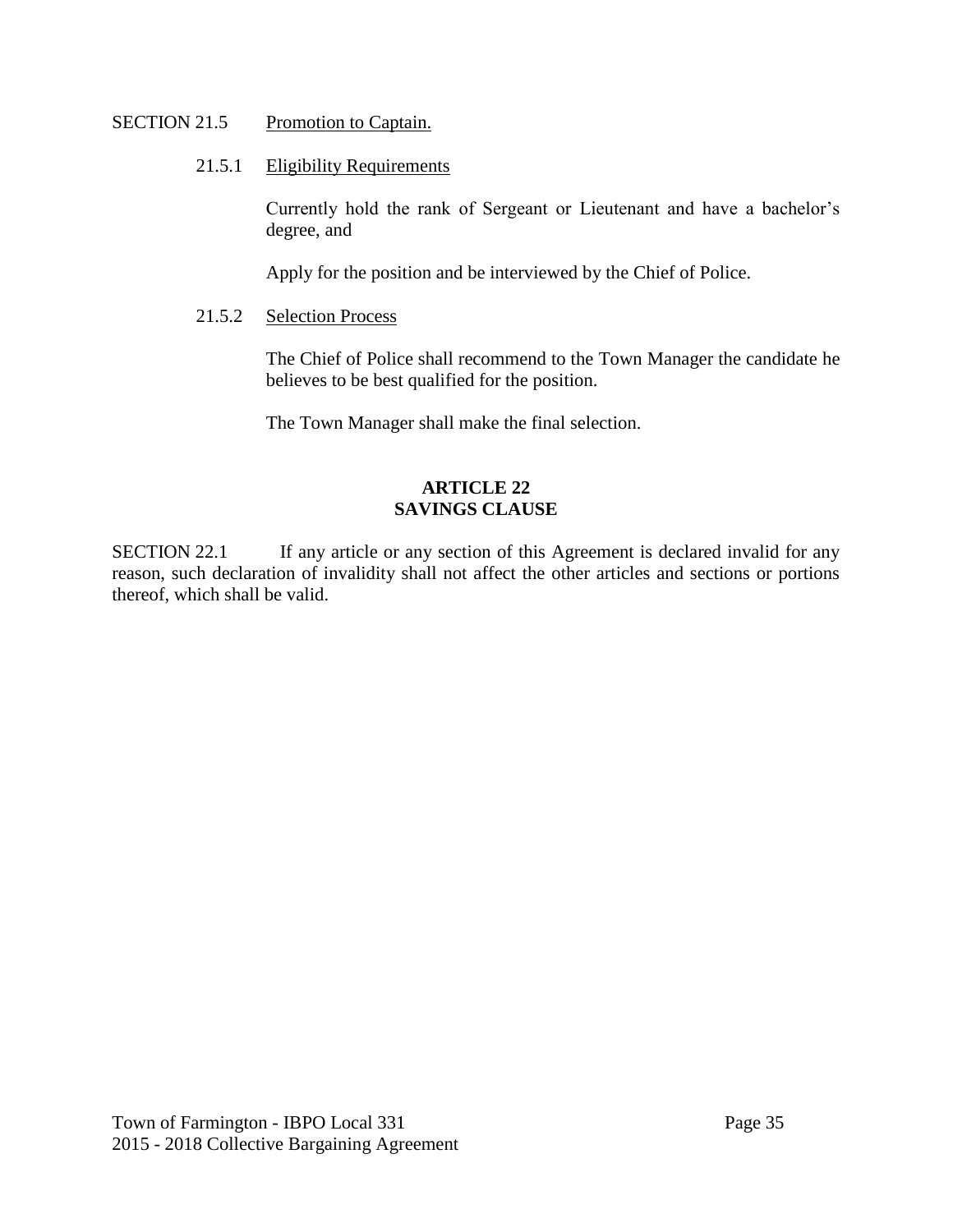SECTION 21.5 Promotion to Captain.

21.5.1 Eligibility Requirements

Currently hold the rank of Sergeant or Lieutenant and have a bachelor's degree, and

Apply for the position and be interviewed by the Chief of Police.

21.5.2 Selection Process

The Chief of Police shall recommend to the Town Manager the candidate he believes to be best qualified for the position.

The Town Manager shall make the final selection.

## ARTICLE 22
## SAVINGS CLAUSE

SECTION 22.1 If any article or any section of this Agreement is declared invalid for any reason, such declaration of invalidity shall not affect the other articles and sections or portions thereof, which shall be valid.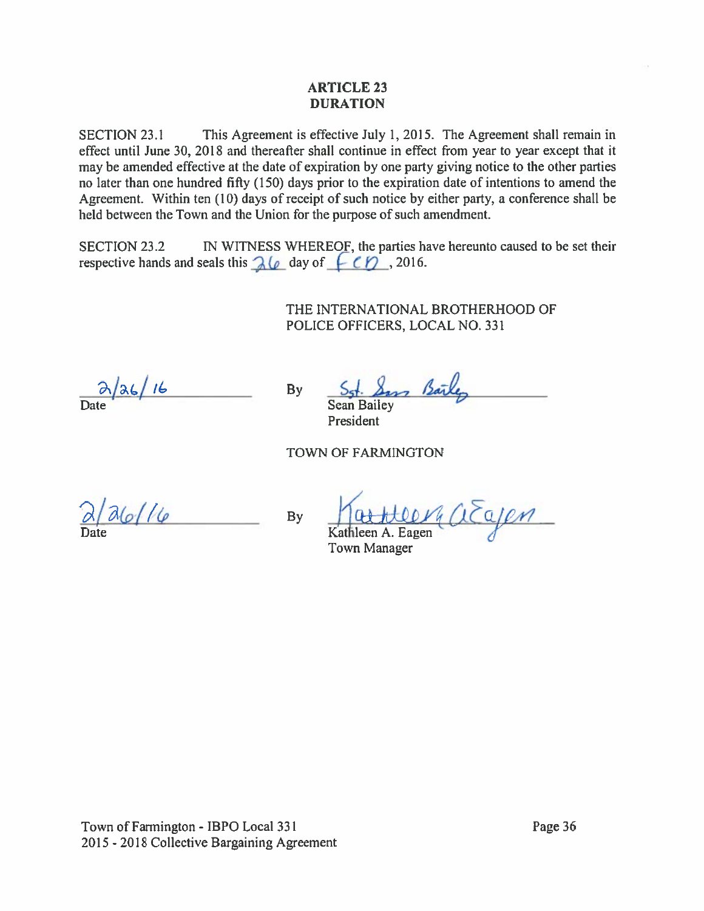# ARTICLE 23
## DURATION

SECTION 23.1 This Agreement is effective July 1, 2015. The Agreement shall remain in effect until June 30, 2018 and thereafter shall continue in effect from year to year except that it may be amended effective at the date of expiration by one party giving notice to the other parties no later than one hundred fifty (150) days prior to the expiration date of intentions to amend the Agreement. Within ten (10) days of receipt of such notice by either party, a conference shall be held between the Town and the Union for the purpose of such amendment.

SECTION 23.2 IN WITNESS WHEREOF, the parties have hereunto caused to be set their respective hands and seals this 26 day of Feb, 2016.

THE INTERNATIONAL BROTHERHOOD OF POLICE OFFICERS, LOCAL NO. 331

2/26/16
Date

By Sgt. Sean Bailey
Sean Bailey
President

TOWN OF FARMINGTON

2/26/16
Date

By Kathleen A. Eagen
Kathleen A. Eagen
Town Manager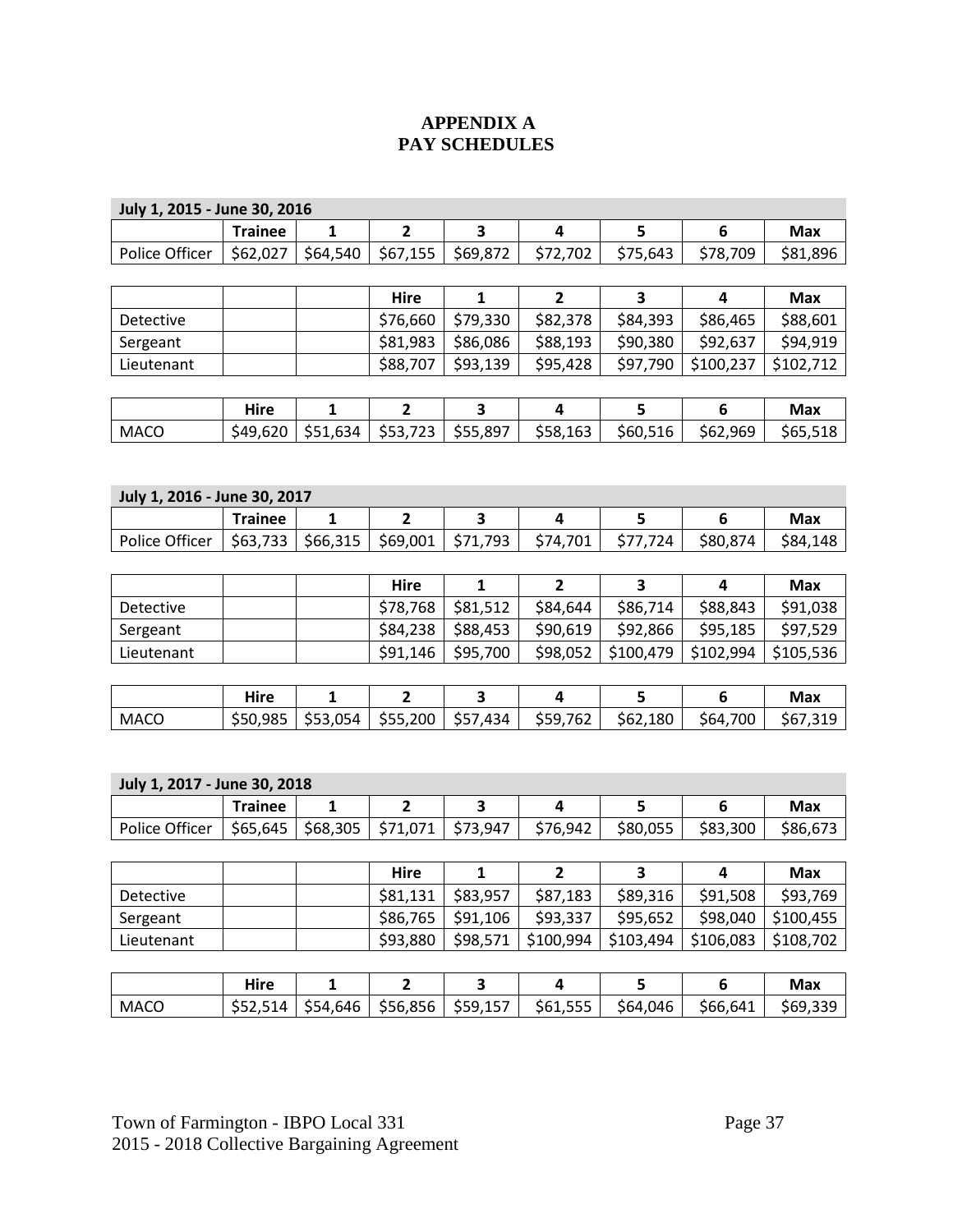# APPENDIX A
# PAY SCHEDULES

**July 1, 2015 - June 30, 2016**

| | Trainee | 1 | 2 | 3 | 4 | 5 | 6 | Max |
|---|---|---|---|---|---|---|---|---|
| Police Officer | $62,027 | $64,540 | $67,155 | $69,872 | $72,702 | $75,643 | $78,709 | $81,896 |

| | | | Hire | 1 | 2 | 3 | 4 | Max |
|---|---|---|---|---|---|---|---|---|
| Detective | | | $76,660 | $79,330 | $82,378 | $84,393 | $86,465 | $88,601 |
| Sergeant | | | $81,983 | $86,086 | $88,193 | $90,380 | $92,637 | $94,919 |
| Lieutenant | | | $88,707 | $93,139 | $95,428 | $97,790 | $100,237 | $102,712 |

| | Hire | 1 | 2 | 3 | 4 | 5 | 6 | Max |
|---|---|---|---|---|---|---|---|---|
| MACO | $49,620 | $51,634 | $53,723 | $55,897 | $58,163 | $60,516 | $62,969 | $65,518 |

**July 1, 2016 - June 30, 2017**

| | Trainee | 1 | 2 | 3 | 4 | 5 | 6 | Max |
|---|---|---|---|---|---|---|---|---|
| Police Officer | $63,733 | $66,315 | $69,001 | $71,793 | $74,701 | $77,724 | $80,874 | $84,148 |

| | | | Hire | 1 | 2 | 3 | 4 | Max |
|---|---|---|---|---|---|---|---|---|
| Detective | | | $78,768 | $81,512 | $84,644 | $86,714 | $88,843 | $91,038 |
| Sergeant | | | $84,238 | $88,453 | $90,619 | $92,866 | $95,185 | $97,529 |
| Lieutenant | | | $91,146 | $95,700 | $98,052 | $100,479 | $102,994 | $105,536 |

| | Hire | 1 | 2 | 3 | 4 | 5 | 6 | Max |
|---|---|---|---|---|---|---|---|---|
| MACO | $50,985 | $53,054 | $55,200 | $57,434 | $59,762 | $62,180 | $64,700 | $67,319 |

**July 1, 2017 - June 30, 2018**

| | Trainee | 1 | 2 | 3 | 4 | 5 | 6 | Max |
|---|---|---|---|---|---|---|---|---|
| Police Officer | $65,645 | $68,305 | $71,071 | $73,947 | $76,942 | $80,055 | $83,300 | $86,673 |

| | | | Hire | 1 | 2 | 3 | 4 | Max |
|---|---|---|---|---|---|---|---|---|
| Detective | | | $81,131 | $83,957 | $87,183 | $89,316 | $91,508 | $93,769 |
| Sergeant | | | $86,765 | $91,106 | $93,337 | $95,652 | $98,040 | $100,455 |
| Lieutenant | | | $93,880 | $98,571 | $100,994 | $103,494 | $106,083 | $108,702 |

| | Hire | 1 | 2 | 3 | 4 | 5 | 6 | Max |
|---|---|---|---|---|---|---|---|---|
| MACO | $52,514 | $54,646 | $56,856 | $59,157 | $61,555 | $64,046 | $66,641 | $69,339 |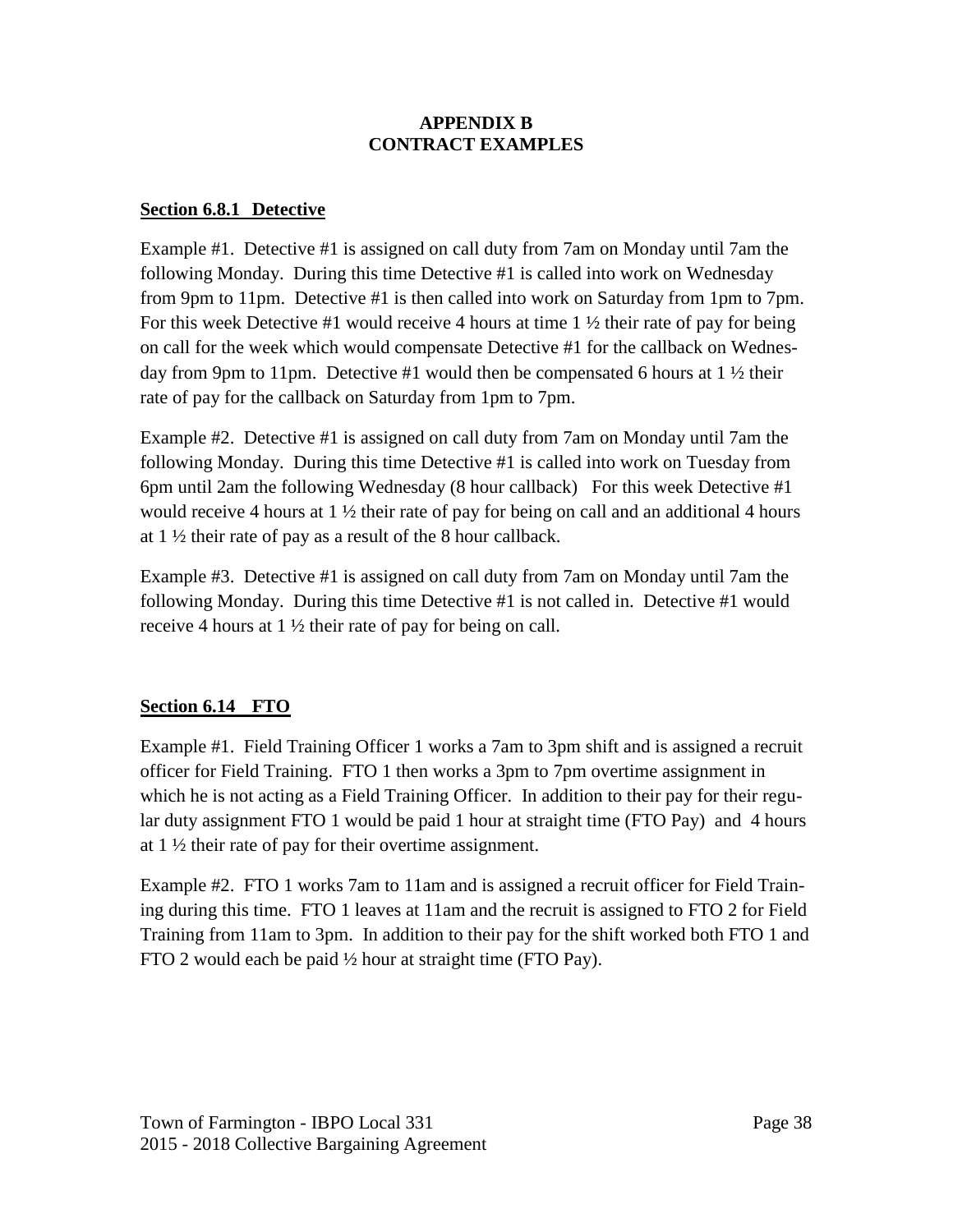# APPENDIX B
# CONTRACT EXAMPLES

**Section 6.8.1 Detective**

Example #1. Detective #1 is assigned on call duty from 7am on Monday until 7am the following Monday. During this time Detective #1 is called into work on Wednesday from 9pm to 11pm. Detective #1 is then called into work on Saturday from 1pm to 7pm. For this week Detective #1 would receive 4 hours at time 1 ½ their rate of pay for being on call for the week which would compensate Detective #1 for the callback on Wednesday from 9pm to 11pm. Detective #1 would then be compensated 6 hours at 1 ½ their rate of pay for the callback on Saturday from 1pm to 7pm.

Example #2. Detective #1 is assigned on call duty from 7am on Monday until 7am the following Monday. During this time Detective #1 is called into work on Tuesday from 6pm until 2am the following Wednesday (8 hour callback) For this week Detective #1 would receive 4 hours at 1 ½ their rate of pay for being on call and an additional 4 hours at 1 ½ their rate of pay as a result of the 8 hour callback.

Example #3. Detective #1 is assigned on call duty from 7am on Monday until 7am the following Monday. During this time Detective #1 is not called in. Detective #1 would receive 4 hours at 1 ½ their rate of pay for being on call.

**Section 6.14 FTO**

Example #1. Field Training Officer 1 works a 7am to 3pm shift and is assigned a recruit officer for Field Training. FTO 1 then works a 3pm to 7pm overtime assignment in which he is not acting as a Field Training Officer. In addition to their pay for their regular duty assignment FTO 1 would be paid 1 hour at straight time (FTO Pay) and 4 hours at 1 ½ their rate of pay for their overtime assignment.

Example #2. FTO 1 works 7am to 11am and is assigned a recruit officer for Field Training during this time. FTO 1 leaves at 11am and the recruit is assigned to FTO 2 for Field Training from 11am to 3pm. In addition to their pay for the shift worked both FTO 1 and FTO 2 would each be paid ½ hour at straight time (FTO Pay).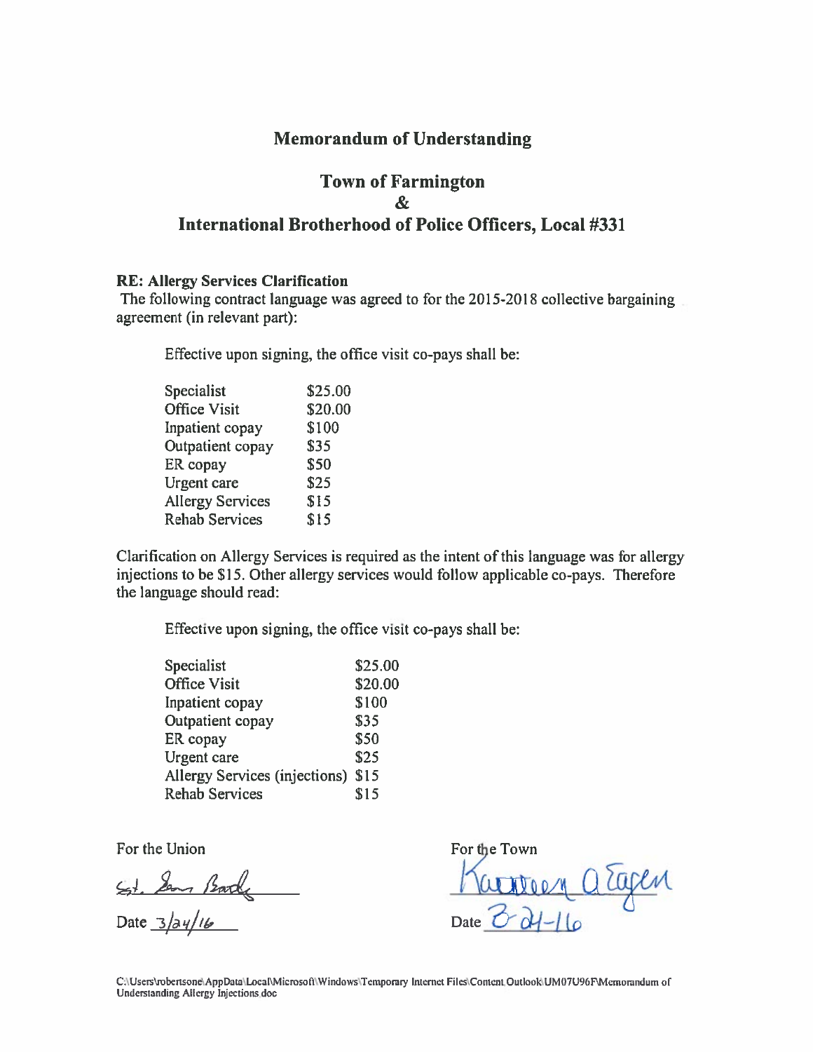# Memorandum of Understanding

## Town of Farmington
## &
## International Brotherhood of Police Officers, Local #331

**RE: Allergy Services Clarification**

The following contract language was agreed to for the 2015-2018 collective bargaining agreement (in relevant part):

Effective upon signing, the office visit co-pays shall be:

| | |
|---|---|
| Specialist | \$25.00 |
| Office Visit | \$20.00 |
| Inpatient copay | \$100 |
| Outpatient copay | \$35 |
| ER copay | \$50 |
| Urgent care | \$25 |
| Allergy Services | \$15 |
| Rehab Services | \$15 |

Clarification on Allergy Services is required as the intent of this language was for allergy injections to be \$15. Other allergy services would follow applicable co-pays. Therefore the language should read:

Effective upon signing, the office visit co-pays shall be:

| | |
|---|---|
| Specialist | \$25.00 |
| Office Visit | \$20.00 |
| Inpatient copay | \$100 |
| Outpatient copay | \$35 |
| ER copay | \$50 |
| Urgent care | \$25 |
| Allergy Services (injections) | \$15 |
| Rehab Services | \$15 |

For the Union

Sgt. Sam Bard

Date 3/24/16

For the Town

Kathleen A Eagen

Date 3-24-16

C:\Users\robertsone\AppData\Local\Microsoft\Windows\Temporary Internet Files\Content.Outlook\UM07U96F\Memorandum of Understanding Allergy Injections.doc